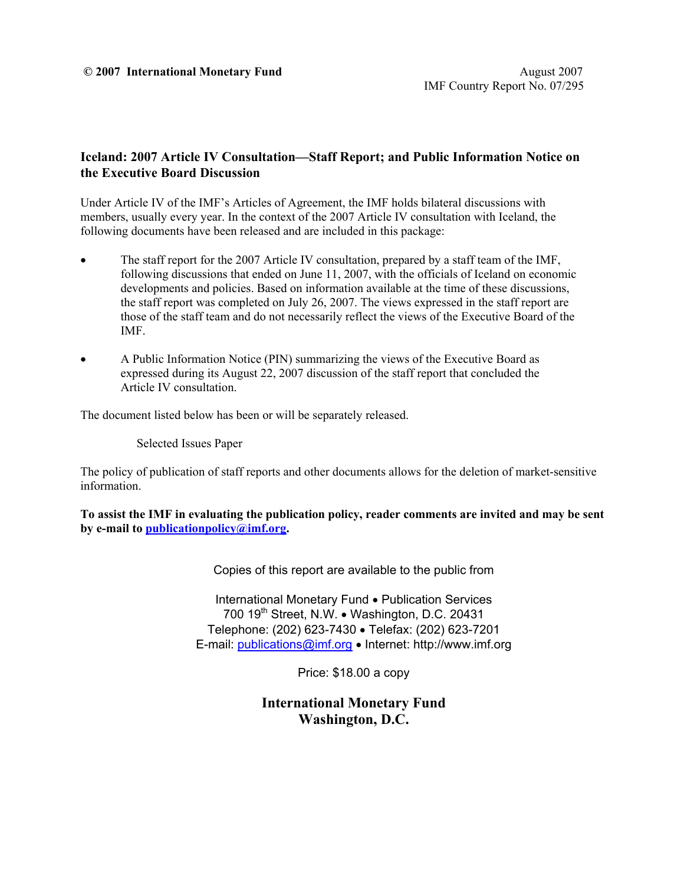**© 2007 International Monetary Fund**

August 2007
IMF Country Report No. 07/295

## Iceland: 2007 Article IV Consultation—Staff Report; and Public Information Notice on the Executive Board Discussion

Under Article IV of the IMF's Articles of Agreement, the IMF holds bilateral discussions with members, usually every year. In the context of the 2007 Article IV consultation with Iceland, the following documents have been released and are included in this package:

- The staff report for the 2007 Article IV consultation, prepared by a staff team of the IMF, following discussions that ended on June 11, 2007, with the officials of Iceland on economic developments and policies. Based on information available at the time of these discussions, the staff report was completed on July 26, 2007. The views expressed in the staff report are those of the staff team and do not necessarily reflect the views of the Executive Board of the IMF.
- A Public Information Notice (PIN) summarizing the views of the Executive Board as expressed during its August 22, 2007 discussion of the staff report that concluded the Article IV consultation.

The document listed below has been or will be separately released.

Selected Issues Paper

The policy of publication of staff reports and other documents allows for the deletion of market-sensitive information.

**To assist the IMF in evaluating the publication policy, reader comments are invited and may be sent by e-mail to publicationpolicy@imf.org.**

Copies of this report are available to the public from

International Monetary Fund • Publication Services
700 19th Street, N.W. • Washington, D.C. 20431
Telephone: (202) 623-7430 • Telefax: (202) 623-7201
E-mail: publications@imf.org • Internet: http://www.imf.org

Price: $18.00 a copy

**International Monetary Fund**
**Washington, D.C.**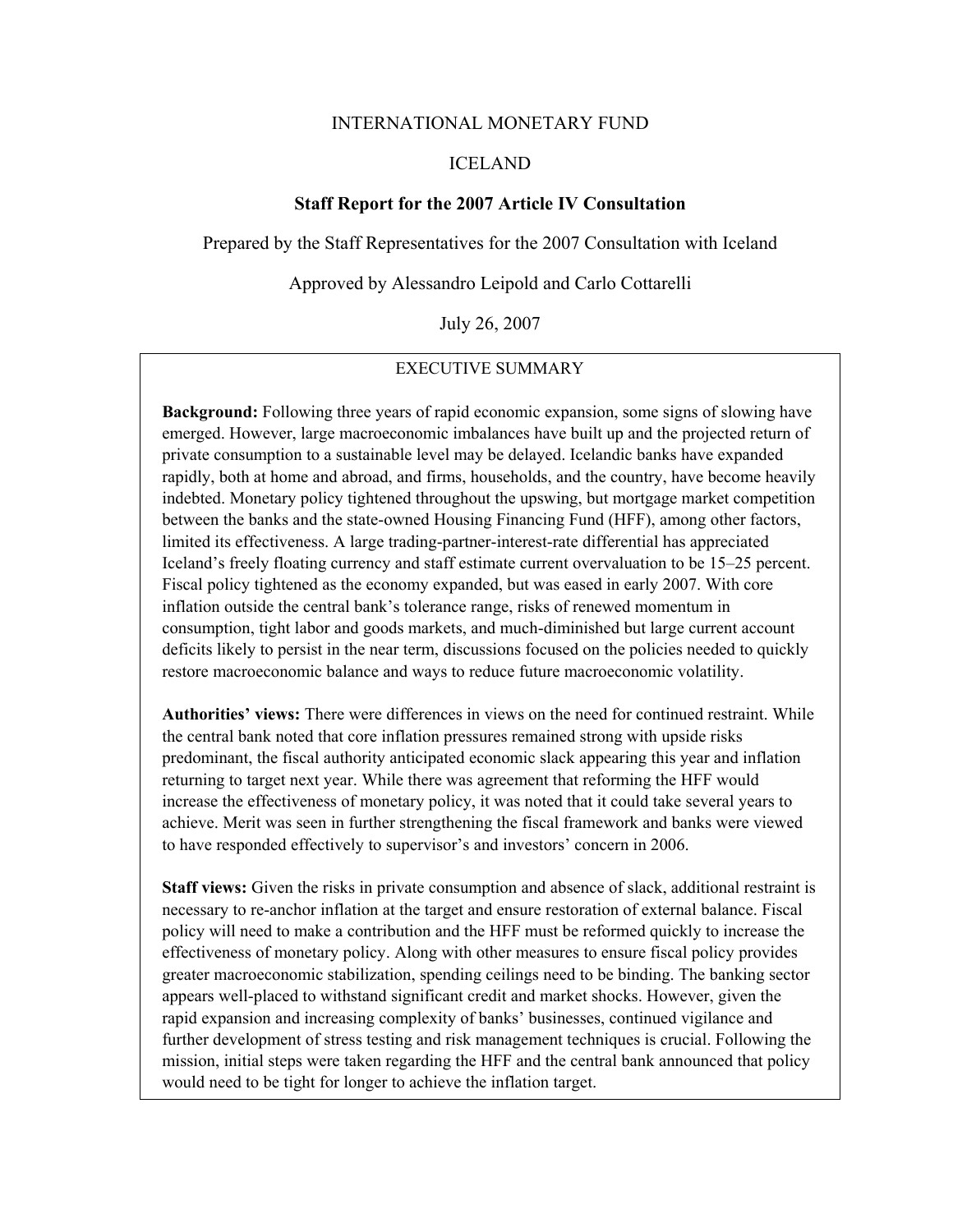INTERNATIONAL MONETARY FUND

ICELAND

# Staff Report for the 2007 Article IV Consultation

Prepared by the Staff Representatives for the 2007 Consultation with Iceland

Approved by Alessandro Leipold and Carlo Cottarelli

July 26, 2007

## EXECUTIVE SUMMARY

**Background:** Following three years of rapid economic expansion, some signs of slowing have emerged. However, large macroeconomic imbalances have built up and the projected return of private consumption to a sustainable level may be delayed. Icelandic banks have expanded rapidly, both at home and abroad, and firms, households, and the country, have become heavily indebted. Monetary policy tightened throughout the upswing, but mortgage market competition between the banks and the state-owned Housing Financing Fund (HFF), among other factors, limited its effectiveness. A large trading-partner-interest-rate differential has appreciated Iceland's freely floating currency and staff estimate current overvaluation to be 15–25 percent. Fiscal policy tightened as the economy expanded, but was eased in early 2007. With core inflation outside the central bank's tolerance range, risks of renewed momentum in consumption, tight labor and goods markets, and much-diminished but large current account deficits likely to persist in the near term, discussions focused on the policies needed to quickly restore macroeconomic balance and ways to reduce future macroeconomic volatility.

**Authorities' views:** There were differences in views on the need for continued restraint. While the central bank noted that core inflation pressures remained strong with upside risks predominant, the fiscal authority anticipated economic slack appearing this year and inflation returning to target next year. While there was agreement that reforming the HFF would increase the effectiveness of monetary policy, it was noted that it could take several years to achieve. Merit was seen in further strengthening the fiscal framework and banks were viewed to have responded effectively to supervisor's and investors' concern in 2006.

**Staff views:** Given the risks in private consumption and absence of slack, additional restraint is necessary to re-anchor inflation at the target and ensure restoration of external balance. Fiscal policy will need to make a contribution and the HFF must be reformed quickly to increase the effectiveness of monetary policy. Along with other measures to ensure fiscal policy provides greater macroeconomic stabilization, spending ceilings need to be binding. The banking sector appears well-placed to withstand significant credit and market shocks. However, given the rapid expansion and increasing complexity of banks' businesses, continued vigilance and further development of stress testing and risk management techniques is crucial. Following the mission, initial steps were taken regarding the HFF and the central bank announced that policy would need to be tight for longer to achieve the inflation target.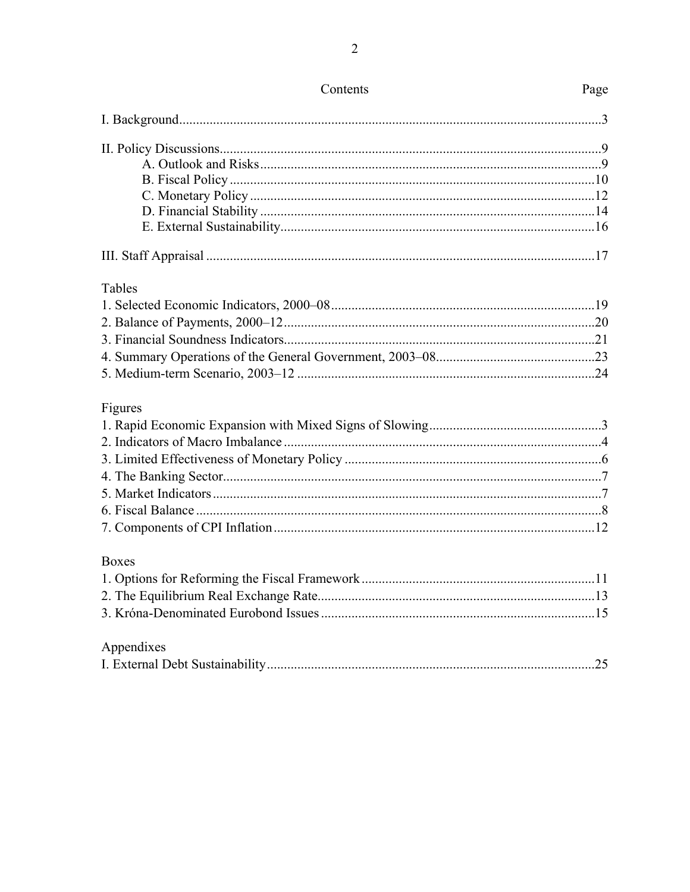## Contents

| | Page |
|---|---|
| I. Background | 3 |
| II. Policy Discussions | 9 |
|     A. Outlook and Risks | 9 |
|     B. Fiscal Policy | 10 |
|     C. Monetary Policy | 12 |
|     D. Financial Stability | 14 |
|     E. External Sustainability | 16 |
| III. Staff Appraisal | 17 |

**Tables**

| | |
|---|---|
| 1. Selected Economic Indicators, 2000–08 | 19 |
| 2. Balance of Payments, 2000–12 | 20 |
| 3. Financial Soundness Indicators | 21 |
| 4. Summary Operations of the General Government, 2003–08 | 23 |
| 5. Medium-term Scenario, 2003–12 | 24 |

**Figures**

| | |
|---|---|
| 1. Rapid Economic Expansion with Mixed Signs of Slowing | 3 |
| 2. Indicators of Macro Imbalance | 4 |
| 3. Limited Effectiveness of Monetary Policy | 6 |
| 4. The Banking Sector | 7 |
| 5. Market Indicators | 7 |
| 6. Fiscal Balance | 8 |
| 7. Components of CPI Inflation | 12 |

**Boxes**

| | |
|---|---|
| 1. Options for Reforming the Fiscal Framework | 11 |
| 2. The Equilibrium Real Exchange Rate | 13 |
| 3. Króna-Denominated Eurobond Issues | 15 |

**Appendixes**

| | |
|---|---|
| I. External Debt Sustainability | 25 |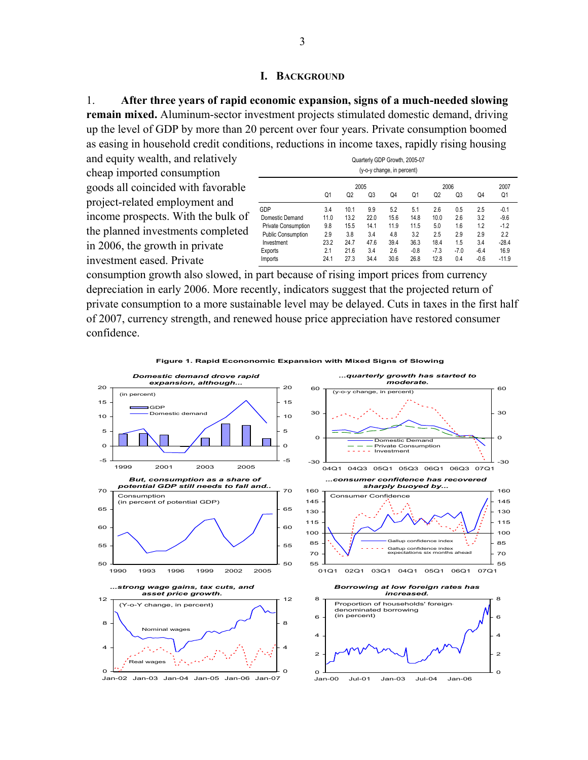## I. Background

1. **After three years of rapid economic expansion, signs of a much-needed slowing remain mixed.** Aluminum-sector investment projects stimulated domestic demand, driving up the level of GDP by more than 20 percent over four years. Private consumption boomed as easing in household credit conditions, reductions in income taxes, rapidly rising housing and equity wealth, and relatively cheap imported consumption goods all coincided with favorable project-related employment and income prospects. With the bulk of the planned investments completed in 2006, the growth in private investment eased. Private consumption growth also slowed, in part because of rising import prices from currency depreciation in early 2006. More recently, indicators suggest that the projected return of private consumption to a more sustainable level may be delayed. Cuts in taxes in the first half of 2007, currency strength, and renewed house price appreciation have restored consumer confidence.

Quarterly GDP Growth, 2005-07
(y-o-y change, in percent)

| | 2005 | | | | 2006 | | | | 2007 |
|---|---|---|---|---|---|---|---|---|---|
| | Q1 | Q2 | Q3 | Q4 | Q1 | Q2 | Q3 | Q4 | Q1 |
| GDP | 3.4 | 10.1 | 9.9 | 5.2 | 5.1 | 2.6 | 0.5 | 2.5 | -0.1 |
| Domestic Demand | 11.0 | 13.2 | 22.0 | 15.6 | 14.8 | 10.0 | 2.6 | 3.2 | -9.6 |
| Private Consumption | 9.8 | 15.5 | 14.1 | 11.9 | 11.5 | 5.0 | 1.6 | 1.2 | -1.2 |
| Public Consumption | 2.9 | 3.8 | 3.4 | 4.8 | 3.2 | 2.5 | 2.9 | 2.9 | 2.2 |
| Investment | 23.2 | 24.7 | 47.6 | 39.4 | 36.3 | 18.4 | 1.5 | 3.4 | -28.4 |
| Exports | 2.1 | 21.6 | 3.4 | 2.6 | -0.8 | -7.3 | -7.0 | -6.4 | 16.9 |
| Imports | 24.1 | 27.3 | 34.4 | 30.6 | 26.8 | 12.8 | 0.4 | -0.6 | -11.9 |

**Figure 1. Rapid Econonomic Expansion with Mixed Signs of Slowing**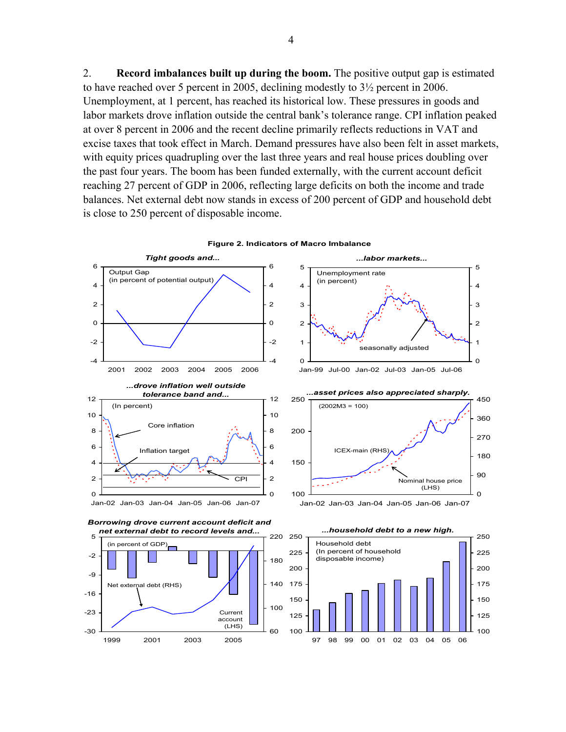2. **Record imbalances built up during the boom.** The positive output gap is estimated to have reached over 5 percent in 2005, declining modestly to 3½ percent in 2006. Unemployment, at 1 percent, has reached its historical low. These pressures in goods and labor markets drove inflation outside the central bank's tolerance range. CPI inflation peaked at over 8 percent in 2006 and the recent decline primarily reflects reductions in VAT and excise taxes that took effect in March. Demand pressures have also been felt in asset markets, with equity prices quadrupling over the last three years and real house prices doubling over the past four years. The boom has been funded externally, with the current account deficit reaching 27 percent of GDP in 2006, reflecting large deficits on both the income and trade balances. Net external debt now stands in excess of 200 percent of GDP and household debt is close to 250 percent of disposable income.

**Figure 2. Indicators of Macro Imbalance**

*Tight goods and...* — Output Gap (in percent of potential output)

*...labor markets...* — Unemployment rate (in percent); seasonally adjusted

*...drove inflation well outside tolerance band and...* — (In percent); Core inflation, Inflation target, CPI

*...asset prices also appreciated sharply.* — (2002M3 = 100); ICEX-main (RHS), Nominal house price (LHS)

*Borrowing drove current account deficit and net external debt to record levels and...* — (in percent of GDP); Net external debt (RHS), Current account (LHS)

*...household debt to a new high.* — Household debt (In percent of household disposable income)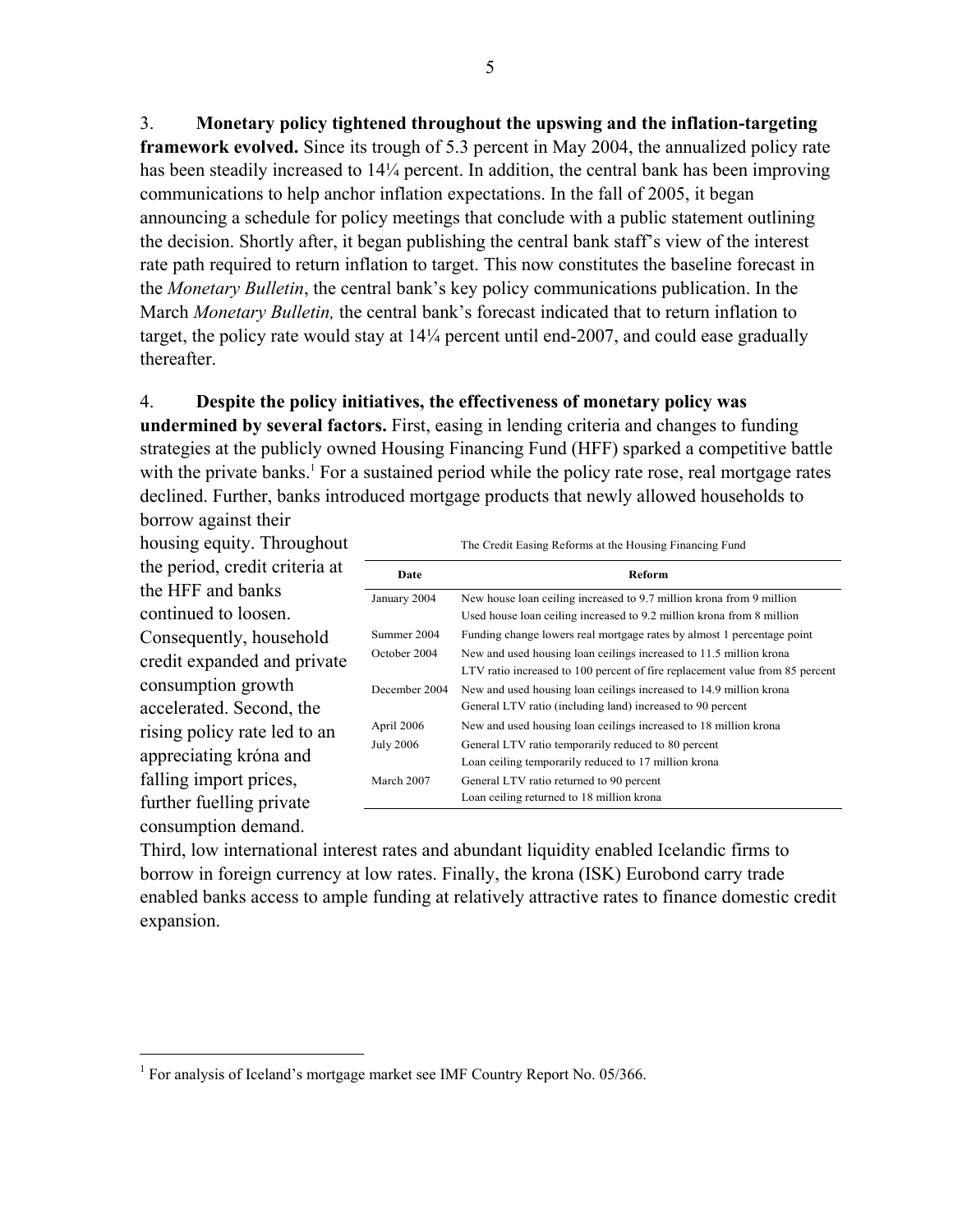3. **Monetary policy tightened throughout the upswing and the inflation-targeting framework evolved.** Since its trough of 5.3 percent in May 2004, the annualized policy rate has been steadily increased to 14¼ percent. In addition, the central bank has been improving communications to help anchor inflation expectations. In the fall of 2005, it began announcing a schedule for policy meetings that conclude with a public statement outlining the decision. Shortly after, it began publishing the central bank staff's view of the interest rate path required to return inflation to target. This now constitutes the baseline forecast in the *Monetary Bulletin*, the central bank's key policy communications publication. In the March *Monetary Bulletin,* the central bank's forecast indicated that to return inflation to target, the policy rate would stay at 14¼ percent until end-2007, and could ease gradually thereafter.

4. **Despite the policy initiatives, the effectiveness of monetary policy was undermined by several factors.** First, easing in lending criteria and changes to funding strategies at the publicly owned Housing Financing Fund (HFF) sparked a competitive battle with the private banks.[1] For a sustained period while the policy rate rose, real mortgage rates declined. Further, banks introduced mortgage products that newly allowed households to borrow against their housing equity. Throughout the period, credit criteria at the HFF and banks continued to loosen. Consequently, household credit expanded and private consumption growth accelerated. Second, the rising policy rate led to an appreciating króna and falling import prices, further fuelling private consumption demand. Third, low international interest rates and abundant liquidity enabled Icelandic firms to borrow in foreign currency at low rates. Finally, the krona (ISK) Eurobond carry trade enabled banks access to ample funding at relatively attractive rates to finance domestic credit expansion.

The Credit Easing Reforms at the Housing Financing Fund

| Date | Reform |
|---|---|
| January 2004 | New house loan ceiling increased to 9.7 million krona from 9 million<br>Used house loan ceiling increased to 9.2 million krona from 8 million |
| Summer 2004 | Funding change lowers real mortgage rates by almost 1 percentage point |
| October 2004 | New and used housing loan ceilings increased to 11.5 million krona<br>LTV ratio increased to 100 percent of fire replacement value from 85 percent |
| December 2004 | New and used housing loan ceilings increased to 14.9 million krona<br>General LTV ratio (including land) increased to 90 percent |
| April 2006 | New and used housing loan ceilings increased to 18 million krona |
| July 2006 | General LTV ratio temporarily reduced to 80 percent<br>Loan ceiling temporarily reduced to 17 million krona |
| March 2007 | General LTV ratio returned to 90 percent<br>Loan ceiling returned to 18 million krona |

[1] For analysis of Iceland's mortgage market see IMF Country Report No. 05/366.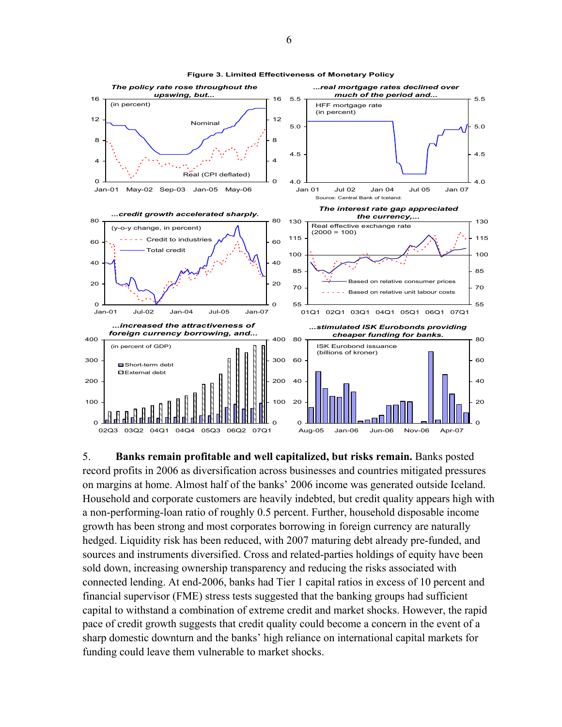**Figure 3. Limited Effectiveness of Monetary Policy**

*The policy rate rose throughout the upswing, but...*

*...real mortgage rates declined over much of the period and...*

Source: Central Bank of Iceland.

*...credit growth accelerated sharply.*

*The interest rate gap appreciated the currency,...*

*...increased the attractiveness of foreign currency borrowing, and...*

*...stimulated ISK Eurobonds providing cheaper funding for banks.*

5. **Banks remain profitable and well capitalized, but risks remain.** Banks posted record profits in 2006 as diversification across businesses and countries mitigated pressures on margins at home. Almost half of the banks' 2006 income was generated outside Iceland. Household and corporate customers are heavily indebted, but credit quality appears high with a non-performing-loan ratio of roughly 0.5 percent. Further, household disposable income growth has been strong and most corporates borrowing in foreign currency are naturally hedged. Liquidity risk has been reduced, with 2007 maturing debt already pre-funded, and sources and instruments diversified. Cross and related-parties holdings of equity have been sold down, increasing ownership transparency and reducing the risks associated with connected lending. At end-2006, banks had Tier 1 capital ratios in excess of 10 percent and financial supervisor (FME) stress tests suggested that the banking groups had sufficient capital to withstand a combination of extreme credit and market shocks. However, the rapid pace of credit growth suggests that credit quality could become a concern in the event of a sharp domestic downturn and the banks' high reliance on international capital markets for funding could leave them vulnerable to market shocks.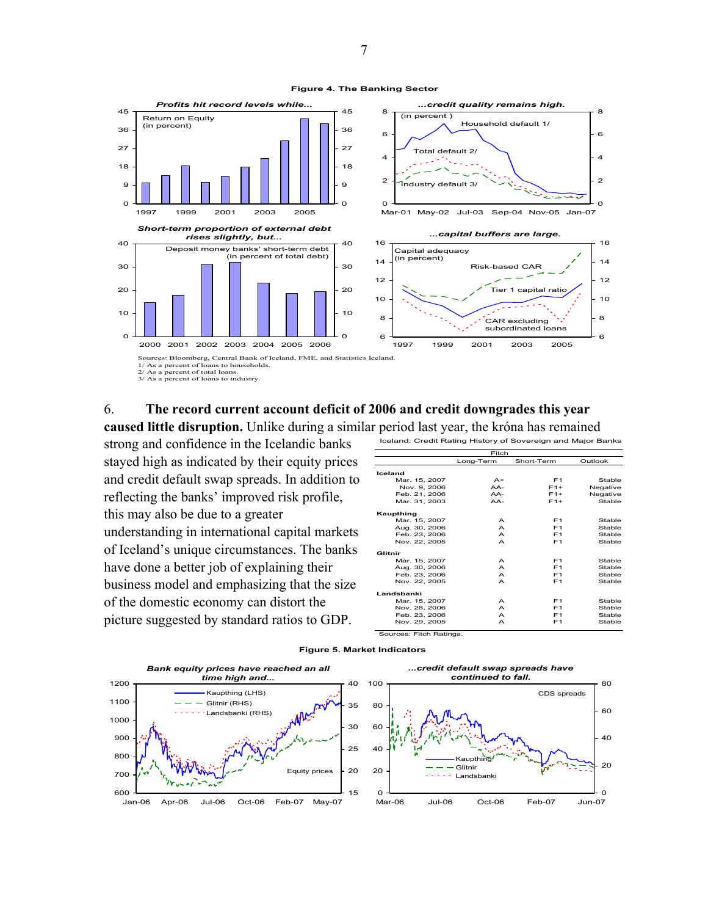**Figure 4. The Banking Sector**

*Profits hit record levels while...* / *...credit quality remains high.*

*Short-term proportion of external debt rises slightly, but...* / *...capital buffers are large.*

Sources: Bloomberg, Central Bank of Iceland, FME, and Statistics Iceland.
1/ As a percent of loans to households.
2/ As a percent of total loans.
3/ As a percent of loans to industry.

6. **The record current account deficit of 2006 and credit downgrades this year caused little disruption.** Unlike during a similar period last year, the króna has remained strong and confidence in the Icelandic banks stayed high as indicated by their equity prices and credit default swap spreads. In addition to reflecting the banks' improved risk profile, this may also be due to a greater understanding in international capital markets of Iceland's unique circumstances. The banks have done a better job of explaining their business model and emphasizing that the size of the domestic economy can distort the picture suggested by standard ratios to GDP.

Iceland: Credit Rating History of Sovereign and Major Banks

| | Fitch | | |
|---|---|---|---|
| | Long-Term | Short-Term | Outlook |
| **Iceland** | | | |
| Mar. 15, 2007 | A+ | F1 | Stable |
| Nov. 9, 2006 | AA- | F1+ | Negative |
| Feb. 21, 2006 | AA- | F1+ | Negative |
| Mar. 31, 2003 | AA- | F1+ | Stable |
| **Kaupthing** | | | |
| Mar. 15, 2007 | A | F1 | Stable |
| Aug. 30, 2006 | A | F1 | Stable |
| Feb. 23, 2006 | A | F1 | Stable |
| Nov. 22, 2005 | A | F1 | Stable |
| **Glitnir** | | | |
| Mar. 15, 2007 | A | F1 | Stable |
| Aug. 30, 2006 | A | F1 | Stable |
| Feb. 23, 2006 | A | F1 | Stable |
| Nov. 22, 2005 | A | F1 | Stable |
| **Landsbanki** | | | |
| Mar. 15, 2007 | A | F1 | Stable |
| Nov. 28, 2006 | A | F1 | Stable |
| Feb. 23, 2006 | A | F1 | Stable |
| Nov. 29, 2005 | A | F1 | Stable |

Sources: Fitch Ratings.

**Figure 5. Market Indicators**

*Bank equity prices have reached an all time high and...* / *...credit default swap spreads have continued to fall.*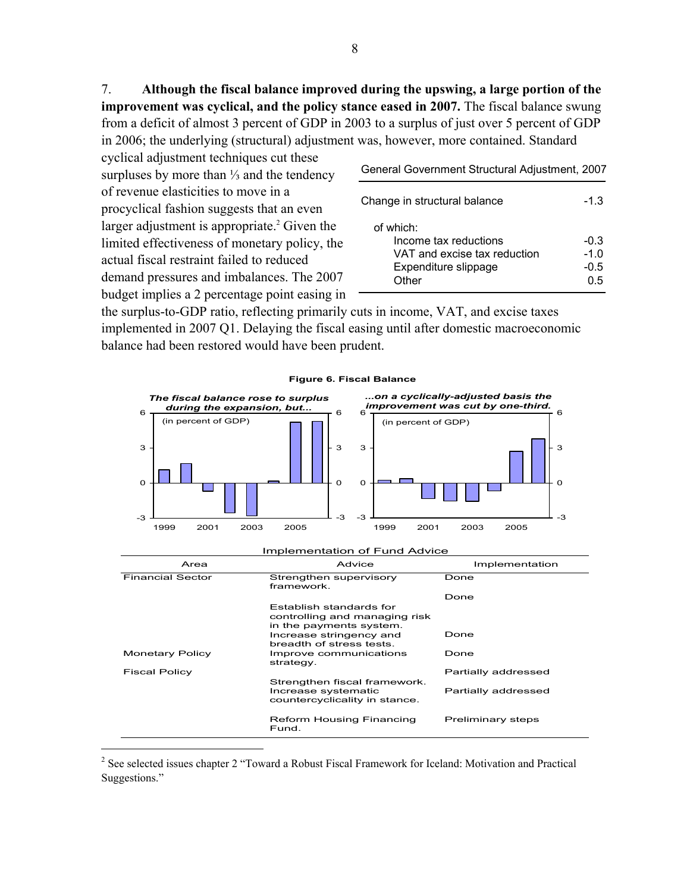7. **Although the fiscal balance improved during the upswing, a large portion of the improvement was cyclical, and the policy stance eased in 2007.** The fiscal balance swung from a deficit of almost 3 percent of GDP in 2003 to a surplus of just over 5 percent of GDP in 2006; the underlying (structural) adjustment was, however, more contained. Standard cyclical adjustment techniques cut these surpluses by more than ⅓ and the tendency of revenue elasticities to move in a procyclical fashion suggests that an even larger adjustment is appropriate.[2] Given the limited effectiveness of monetary policy, the actual fiscal restraint failed to reduced demand pressures and imbalances. The 2007 budget implies a 2 percentage point easing in the surplus-to-GDP ratio, reflecting primarily cuts in income, VAT, and excise taxes implemented in 2007 Q1. Delaying the fiscal easing until after domestic macroeconomic balance had been restored would have been prudent.

General Government Structural Adjustment, 2007

| | |
|---|---|
| Change in structural balance | -1.3 |
| of which: | |
| Income tax reductions | -0.3 |
| VAT and excise tax reduction | -1.0 |
| Expenditure slippage | -0.5 |
| Other | 0.5 |

**Figure 6. Fiscal Balance**

*The fiscal balance rose to surplus during the expansion, but...*

*...on a cyclically-adjusted basis the improvement was cut by one-third.*

Implementation of Fund Advice

| Area | Advice | Implementation |
|---|---|---|
| Financial Sector | Strengthen supervisory framework. | Done |
| | Establish standards for controlling and managing risk in the payments system. | Done |
| | Increase stringency and breadth of stress tests. | Done |
| Monetary Policy | Improve communications strategy. | Done |
| Fiscal Policy | Strengthen fiscal framework. | Partially addressed |
| | Increase systematic countercyclicality in stance. | Partially addressed |
| | Reform Housing Financing Fund. | Preliminary steps |

[2] See selected issues chapter 2 "Toward a Robust Fiscal Framework for Iceland: Motivation and Practical Suggestions."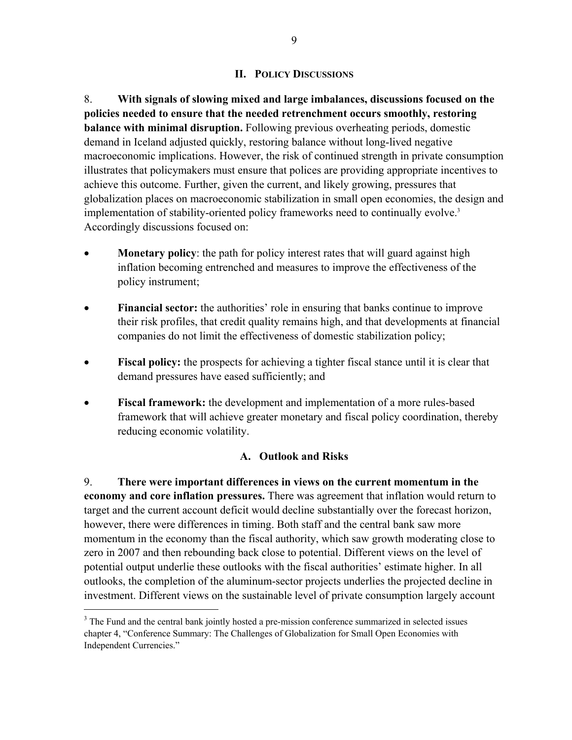## II. Policy Discussions

8. **With signals of slowing mixed and large imbalances, discussions focused on the policies needed to ensure that the needed retrenchment occurs smoothly, restoring balance with minimal disruption.** Following previous overheating periods, domestic demand in Iceland adjusted quickly, restoring balance without long-lived negative macroeconomic implications. However, the risk of continued strength in private consumption illustrates that policymakers must ensure that polices are providing appropriate incentives to achieve this outcome. Further, given the current, and likely growing, pressures that globalization places on macroeconomic stabilization in small open economies, the design and implementation of stability-oriented policy frameworks need to continually evolve.[3] Accordingly discussions focused on:

- **Monetary policy**: the path for policy interest rates that will guard against high inflation becoming entrenched and measures to improve the effectiveness of the policy instrument;

- **Financial sector:** the authorities' role in ensuring that banks continue to improve their risk profiles, that credit quality remains high, and that developments at financial companies do not limit the effectiveness of domestic stabilization policy;

- **Fiscal policy:** the prospects for achieving a tighter fiscal stance until it is clear that demand pressures have eased sufficiently; and

- **Fiscal framework:** the development and implementation of a more rules-based framework that will achieve greater monetary and fiscal policy coordination, thereby reducing economic volatility.

### A. Outlook and Risks

9. **There were important differences in views on the current momentum in the economy and core inflation pressures.** There was agreement that inflation would return to target and the current account deficit would decline substantially over the forecast horizon, however, there were differences in timing. Both staff and the central bank saw more momentum in the economy than the fiscal authority, which saw growth moderating close to zero in 2007 and then rebounding back close to potential. Different views on the level of potential output underlie these outlooks with the fiscal authorities' estimate higher. In all outlooks, the completion of the aluminum-sector projects underlies the projected decline in investment. Different views on the sustainable level of private consumption largely account

[3] The Fund and the central bank jointly hosted a pre-mission conference summarized in selected issues chapter 4, "Conference Summary: The Challenges of Globalization for Small Open Economies with Independent Currencies."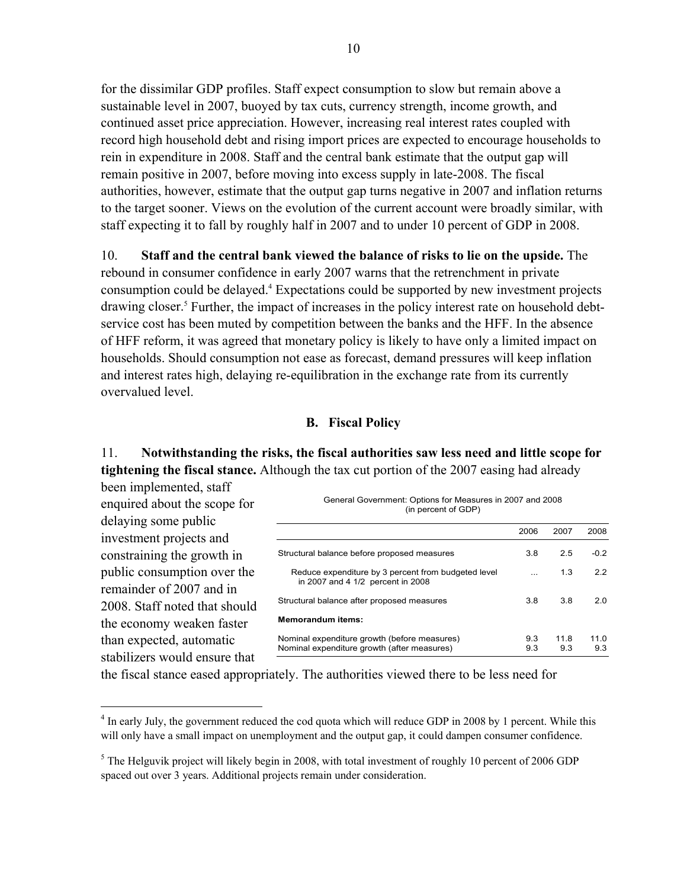for the dissimilar GDP profiles. Staff expect consumption to slow but remain above a sustainable level in 2007, buoyed by tax cuts, currency strength, income growth, and continued asset price appreciation. However, increasing real interest rates coupled with record high household debt and rising import prices are expected to encourage households to rein in expenditure in 2008. Staff and the central bank estimate that the output gap will remain positive in 2007, before moving into excess supply in late-2008. The fiscal authorities, however, estimate that the output gap turns negative in 2007 and inflation returns to the target sooner. Views on the evolution of the current account were broadly similar, with staff expecting it to fall by roughly half in 2007 and to under 10 percent of GDP in 2008.

10. **Staff and the central bank viewed the balance of risks to lie on the upside.** The rebound in consumer confidence in early 2007 warns that the retrenchment in private consumption could be delayed.[4] Expectations could be supported by new investment projects drawing closer.[5] Further, the impact of increases in the policy interest rate on household debt-service cost has been muted by competition between the banks and the HFF. In the absence of HFF reform, it was agreed that monetary policy is likely to have only a limited impact on households. Should consumption not ease as forecast, demand pressures will keep inflation and interest rates high, delaying re-equilibration in the exchange rate from its currently overvalued level.

## B. Fiscal Policy

11. **Notwithstanding the risks, the fiscal authorities saw less need and little scope for tightening the fiscal stance.** Although the tax cut portion of the 2007 easing had already been implemented, staff enquired about the scope for delaying some public investment projects and constraining the growth in public consumption over the remainder of 2007 and in 2008. Staff noted that should the economy weaken faster than expected, automatic stabilizers would ensure that the fiscal stance eased appropriately. The authorities viewed there to be less need for

General Government: Options for Measures in 2007 and 2008
(in percent of GDP)

| | 2006 | 2007 | 2008 |
|---|---|---|---|
| Structural balance before proposed measures | 3.8 | 2.5 | -0.2 |
| Reduce expenditure by 3 percent from budgeted level in 2007 and 4 1/2 percent in 2008 | ... | 1.3 | 2.2 |
| Structural balance after proposed measures | 3.8 | 3.8 | 2.0 |
| **Memorandum items:** | | | |
| Nominal expenditure growth (before measures) | 9.3 | 11.8 | 11.0 |
| Nominal expenditure growth (after measures) | 9.3 | 9.3 | 9.3 |

[4] In early July, the government reduced the cod quota which will reduce GDP in 2008 by 1 percent. While this will only have a small impact on unemployment and the output gap, it could dampen consumer confidence.

[5] The Helguvik project will likely begin in 2008, with total investment of roughly 10 percent of 2006 GDP spaced out over 3 years. Additional projects remain under consideration.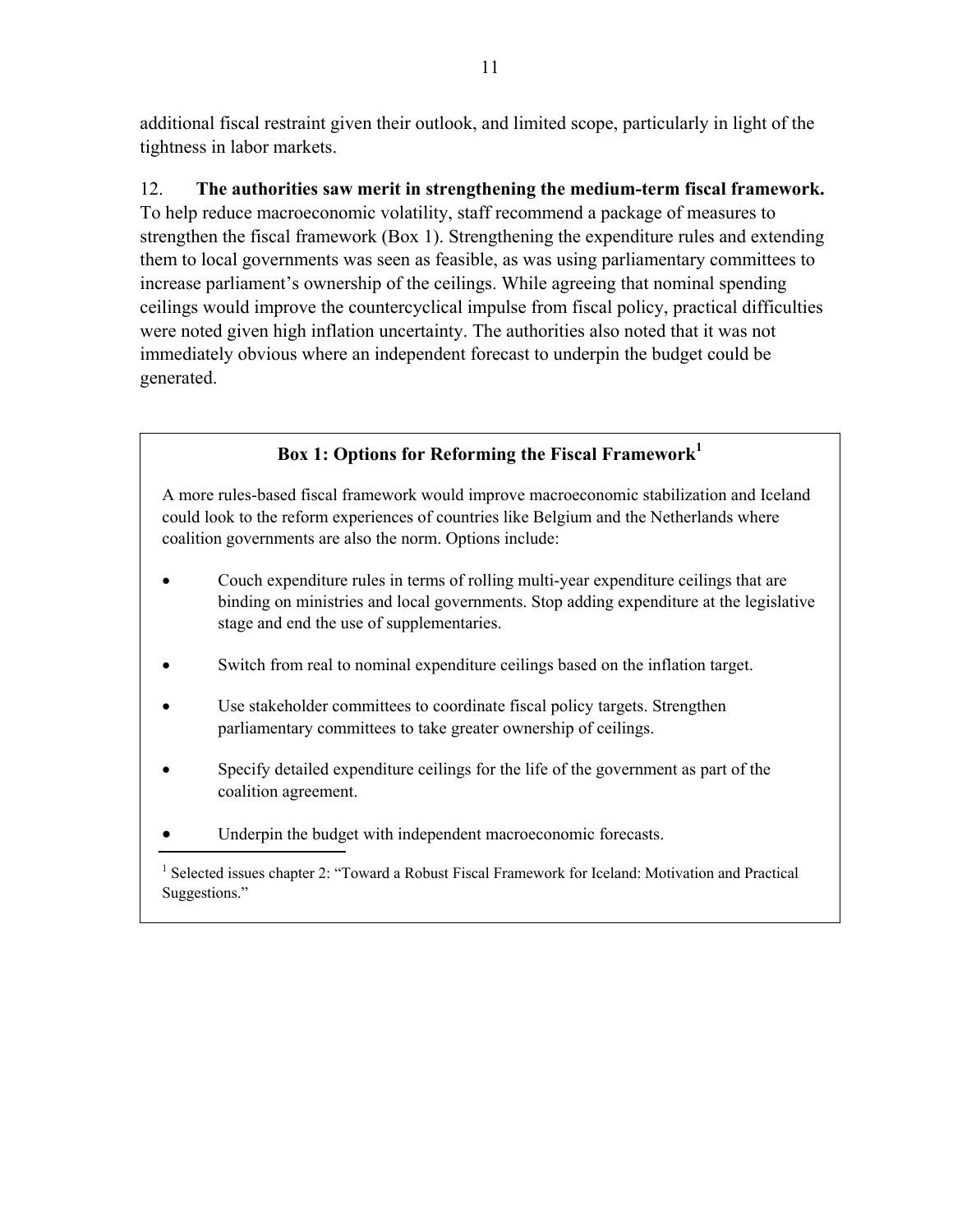additional fiscal restraint given their outlook, and limited scope, particularly in light of the tightness in labor markets.

12. **The authorities saw merit in strengthening the medium-term fiscal framework.** To help reduce macroeconomic volatility, staff recommend a package of measures to strengthen the fiscal framework (Box 1). Strengthening the expenditure rules and extending them to local governments was seen as feasible, as was using parliamentary committees to increase parliament's ownership of the ceilings. While agreeing that nominal spending ceilings would improve the countercyclical impulse from fiscal policy, practical difficulties were noted given high inflation uncertainty. The authorities also noted that it was not immediately obvious where an independent forecast to underpin the budget could be generated.

### Box 1: Options for Reforming the Fiscal Framework[1]

A more rules-based fiscal framework would improve macroeconomic stabilization and Iceland could look to the reform experiences of countries like Belgium and the Netherlands where coalition governments are also the norm. Options include:

- Couch expenditure rules in terms of rolling multi-year expenditure ceilings that are binding on ministries and local governments. Stop adding expenditure at the legislative stage and end the use of supplementaries.
- Switch from real to nominal expenditure ceilings based on the inflation target.
- Use stakeholder committees to coordinate fiscal policy targets. Strengthen parliamentary committees to take greater ownership of ceilings.
- Specify detailed expenditure ceilings for the life of the government as part of the coalition agreement.
- Underpin the budget with independent macroeconomic forecasts.

[1] Selected issues chapter 2: "Toward a Robust Fiscal Framework for Iceland: Motivation and Practical Suggestions."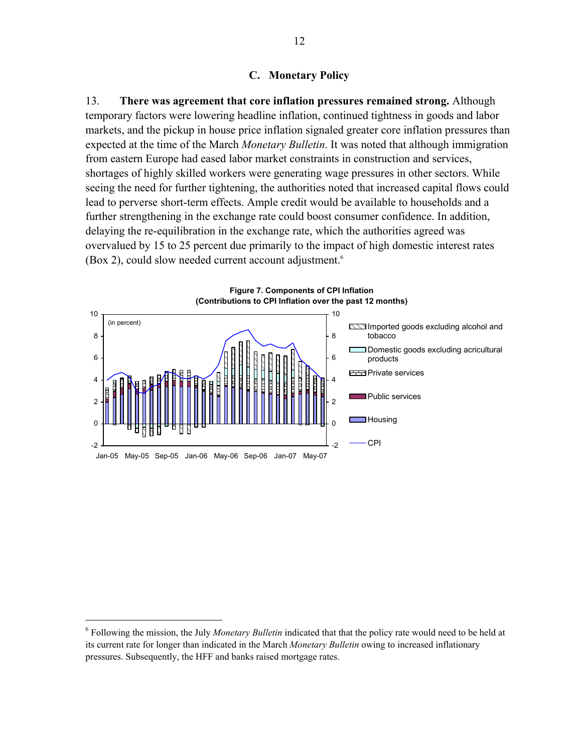### C. Monetary Policy

13. **There was agreement that core inflation pressures remained strong.** Although temporary factors were lowering headline inflation, continued tightness in goods and labor markets, and the pickup in house price inflation signaled greater core inflation pressures than expected at the time of the March *Monetary Bulletin*. It was noted that although immigration from eastern Europe had eased labor market constraints in construction and services, shortages of highly skilled workers were generating wage pressures in other sectors. While seeing the need for further tightening, the authorities noted that increased capital flows could lead to perverse short-term effects. Ample credit would be available to households and a further strengthening in the exchange rate could boost consumer confidence. In addition, delaying the re-equilibration in the exchange rate, which the authorities agreed was overvalued by 15 to 25 percent due primarily to the impact of high domestic interest rates (Box 2), could slow needed current account adjustment.[6]

**Figure 7. Components of CPI Inflation**
**(Contributions to CPI Inflation over the past 12 months)**

(in percent)

Legend: Imported goods excluding alcohol and tobacco; Domestic goods excluding acricultural products; Private services; Public services; Housing; CPI

Jan-05 May-05 Sep-05 Jan-06 May-06 Sep-06 Jan-07 May-07

---

[6] Following the mission, the July *Monetary Bulletin* indicated that that the policy rate would need to be held at its current rate for longer than indicated in the March *Monetary Bulletin* owing to increased inflationary pressures. Subsequently, the HFF and banks raised mortgage rates.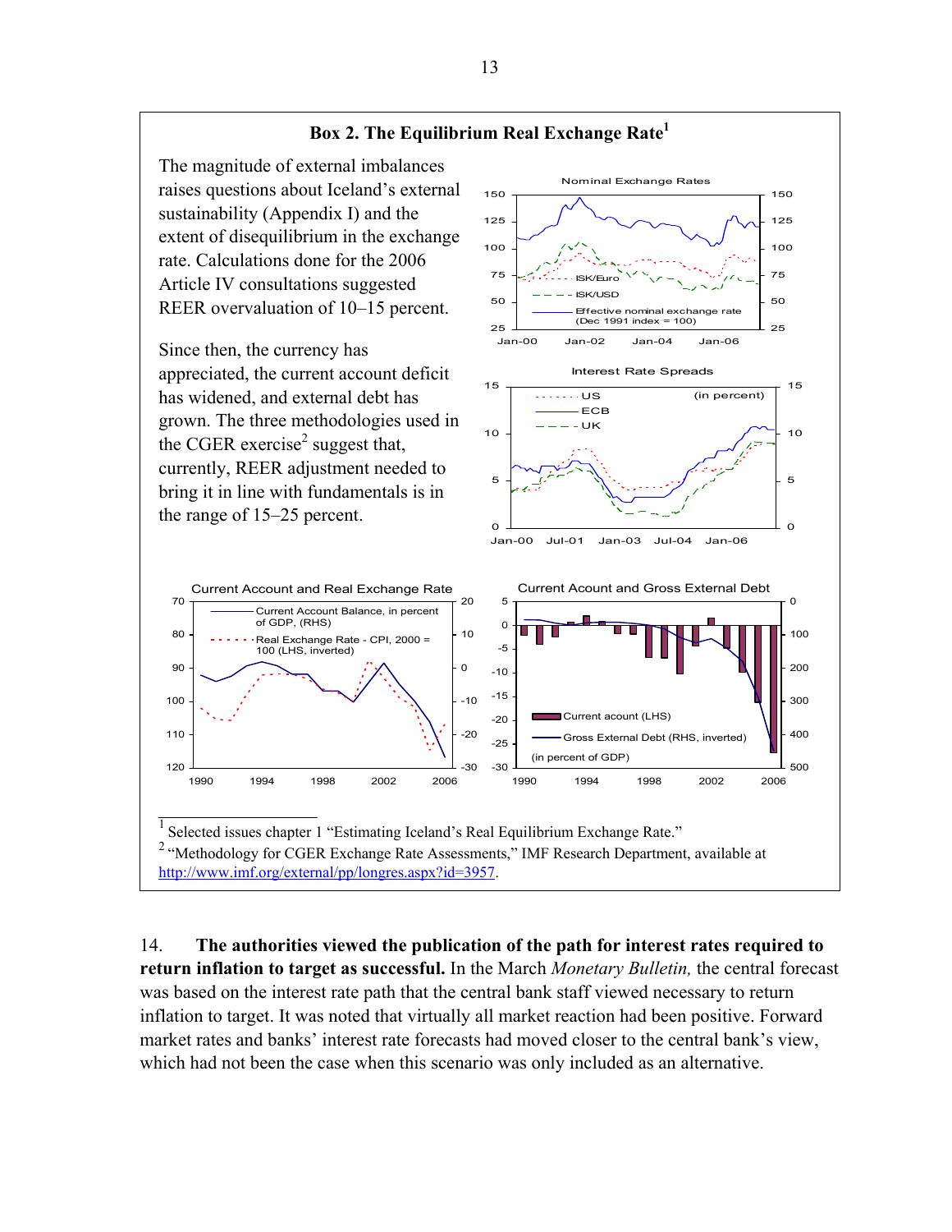## Box 2. The Equilibrium Real Exchange Rate[1]

The magnitude of external imbalances raises questions about Iceland's external sustainability (Appendix I) and the extent of disequilibrium in the exchange rate. Calculations done for the 2006 Article IV consultations suggested REER overvaluation of 10–15 percent.

Since then, the currency has appreciated, the current account deficit has widened, and external debt has grown. The three methodologies used in the CGER exercise[2] suggest that, currently, REER adjustment needed to bring it in line with fundamentals is in the range of 15–25 percent.

[1] Selected issues chapter 1 "Estimating Iceland's Real Equilibrium Exchange Rate."

[2] "Methodology for CGER Exchange Rate Assessments," IMF Research Department, available at http://www.imf.org/external/pp/longres.aspx?id=3957.

14. **The authorities viewed the publication of the path for interest rates required to return inflation to target as successful.** In the March *Monetary Bulletin,* the central forecast was based on the interest rate path that the central bank staff viewed necessary to return inflation to target. It was noted that virtually all market reaction had been positive. Forward market rates and banks' interest rate forecasts had moved closer to the central bank's view, which had not been the case when this scenario was only included as an alternative.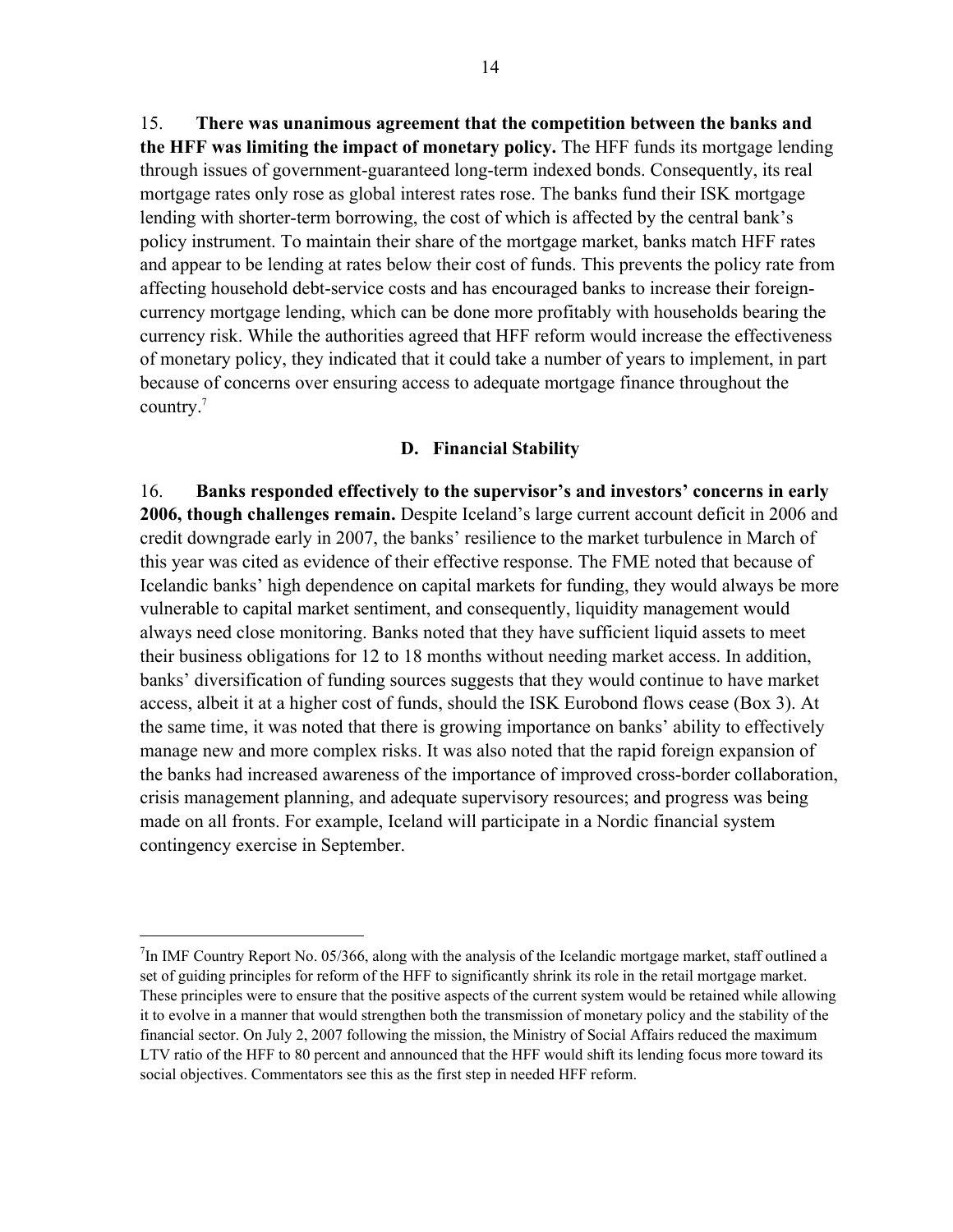15. **There was unanimous agreement that the competition between the banks and the HFF was limiting the impact of monetary policy.** The HFF funds its mortgage lending through issues of government-guaranteed long-term indexed bonds. Consequently, its real mortgage rates only rose as global interest rates rose. The banks fund their ISK mortgage lending with shorter-term borrowing, the cost of which is affected by the central bank's policy instrument. To maintain their share of the mortgage market, banks match HFF rates and appear to be lending at rates below their cost of funds. This prevents the policy rate from affecting household debt-service costs and has encouraged banks to increase their foreign-currency mortgage lending, which can be done more profitably with households bearing the currency risk. While the authorities agreed that HFF reform would increase the effectiveness of monetary policy, they indicated that it could take a number of years to implement, in part because of concerns over ensuring access to adequate mortgage finance throughout the country.[7]

### D. Financial Stability

16. **Banks responded effectively to the supervisor's and investors' concerns in early 2006, though challenges remain.** Despite Iceland's large current account deficit in 2006 and credit downgrade early in 2007, the banks' resilience to the market turbulence in March of this year was cited as evidence of their effective response. The FME noted that because of Icelandic banks' high dependence on capital markets for funding, they would always be more vulnerable to capital market sentiment, and consequently, liquidity management would always need close monitoring. Banks noted that they have sufficient liquid assets to meet their business obligations for 12 to 18 months without needing market access. In addition, banks' diversification of funding sources suggests that they would continue to have market access, albeit it at a higher cost of funds, should the ISK Eurobond flows cease (Box 3). At the same time, it was noted that there is growing importance on banks' ability to effectively manage new and more complex risks. It was also noted that the rapid foreign expansion of the banks had increased awareness of the importance of improved cross-border collaboration, crisis management planning, and adequate supervisory resources; and progress was being made on all fronts. For example, Iceland will participate in a Nordic financial system contingency exercise in September.

---

[7] In IMF Country Report No. 05/366, along with the analysis of the Icelandic mortgage market, staff outlined a set of guiding principles for reform of the HFF to significantly shrink its role in the retail mortgage market. These principles were to ensure that the positive aspects of the current system would be retained while allowing it to evolve in a manner that would strengthen both the transmission of monetary policy and the stability of the financial sector. On July 2, 2007 following the mission, the Ministry of Social Affairs reduced the maximum LTV ratio of the HFF to 80 percent and announced that the HFF would shift its lending focus more toward its social objectives. Commentators see this as the first step in needed HFF reform.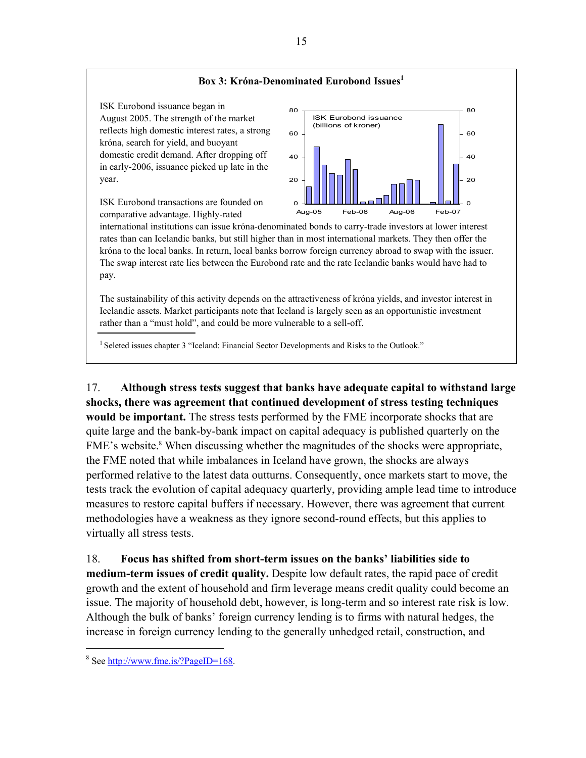### Box 3: Króna-Denominated Eurobond Issues[1]

ISK Eurobond issuance began in August 2005. The strength of the market reflects high domestic interest rates, a strong króna, search for yield, and buoyant domestic credit demand. After dropping off in early-2006, issuance picked up late in the year.

ISK Eurobond transactions are founded on comparative advantage. Highly-rated international institutions can issue króna-denominated bonds to carry-trade investors at lower interest rates than can Icelandic banks, but still higher than in most international markets. They then offer the króna to the local banks. In return, local banks borrow foreign currency abroad to swap with the issuer. The swap interest rate lies between the Eurobond rate and the rate Icelandic banks would have had to pay.

The sustainability of this activity depends on the attractiveness of króna yields, and investor interest in Icelandic assets. Market participants note that Iceland is largely seen as an opportunistic investment rather than a "must hold", and could be more vulnerable to a sell-off.

[1] Seleted issues chapter 3 "Iceland: Financial Sector Developments and Risks to the Outlook."

17. **Although stress tests suggest that banks have adequate capital to withstand large shocks, there was agreement that continued development of stress testing techniques would be important.** The stress tests performed by the FME incorporate shocks that are quite large and the bank-by-bank impact on capital adequacy is published quarterly on the FME's website.[8] When discussing whether the magnitudes of the shocks were appropriate, the FME noted that while imbalances in Iceland have grown, the shocks are always performed relative to the latest data outturns. Consequently, once markets start to move, the tests track the evolution of capital adequacy quarterly, providing ample lead time to introduce measures to restore capital buffers if necessary. However, there was agreement that current methodologies have a weakness as they ignore second-round effects, but this applies to virtually all stress tests.

18. **Focus has shifted from short-term issues on the banks' liabilities side to medium-term issues of credit quality.** Despite low default rates, the rapid pace of credit growth and the extent of household and firm leverage means credit quality could become an issue. The majority of household debt, however, is long-term and so interest rate risk is low. Although the bulk of banks' foreign currency lending is to firms with natural hedges, the increase in foreign currency lending to the generally unhedged retail, construction, and

[8] See http://www.fme.is/?PageID=168.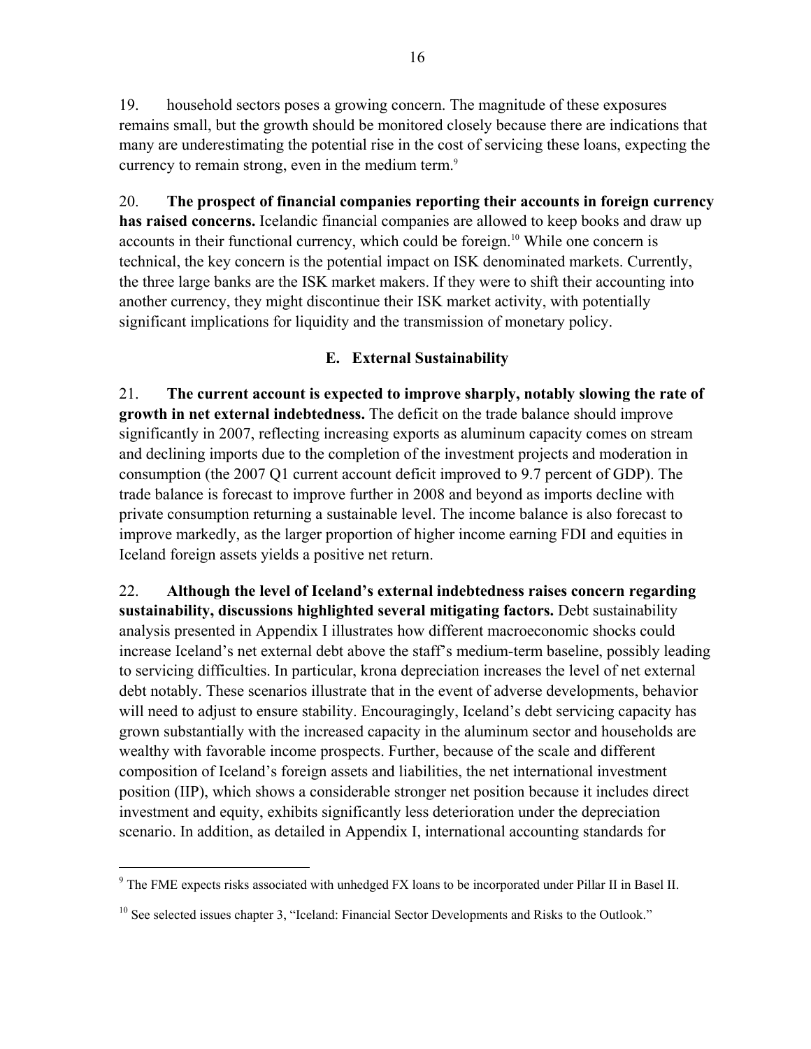19. household sectors poses a growing concern. The magnitude of these exposures remains small, but the growth should be monitored closely because there are indications that many are underestimating the potential rise in the cost of servicing these loans, expecting the currency to remain strong, even in the medium term.[9]

20. **The prospect of financial companies reporting their accounts in foreign currency has raised concerns.** Icelandic financial companies are allowed to keep books and draw up accounts in their functional currency, which could be foreign.[10] While one concern is technical, the key concern is the potential impact on ISK denominated markets. Currently, the three large banks are the ISK market makers. If they were to shift their accounting into another currency, they might discontinue their ISK market activity, with potentially significant implications for liquidity and the transmission of monetary policy.

## E. External Sustainability

21. **The current account is expected to improve sharply, notably slowing the rate of growth in net external indebtedness.** The deficit on the trade balance should improve significantly in 2007, reflecting increasing exports as aluminum capacity comes on stream and declining imports due to the completion of the investment projects and moderation in consumption (the 2007 Q1 current account deficit improved to 9.7 percent of GDP). The trade balance is forecast to improve further in 2008 and beyond as imports decline with private consumption returning a sustainable level. The income balance is also forecast to improve markedly, as the larger proportion of higher income earning FDI and equities in Iceland foreign assets yields a positive net return.

22. **Although the level of Iceland's external indebtedness raises concern regarding sustainability, discussions highlighted several mitigating factors.** Debt sustainability analysis presented in Appendix I illustrates how different macroeconomic shocks could increase Iceland's net external debt above the staff's medium-term baseline, possibly leading to servicing difficulties. In particular, krona depreciation increases the level of net external debt notably. These scenarios illustrate that in the event of adverse developments, behavior will need to adjust to ensure stability. Encouragingly, Iceland's debt servicing capacity has grown substantially with the increased capacity in the aluminum sector and households are wealthy with favorable income prospects. Further, because of the scale and different composition of Iceland's foreign assets and liabilities, the net international investment position (IIP), which shows a considerable stronger net position because it includes direct investment and equity, exhibits significantly less deterioration under the depreciation scenario. In addition, as detailed in Appendix I, international accounting standards for

---

[9] The FME expects risks associated with unhedged FX loans to be incorporated under Pillar II in Basel II.

[10] See selected issues chapter 3, "Iceland: Financial Sector Developments and Risks to the Outlook."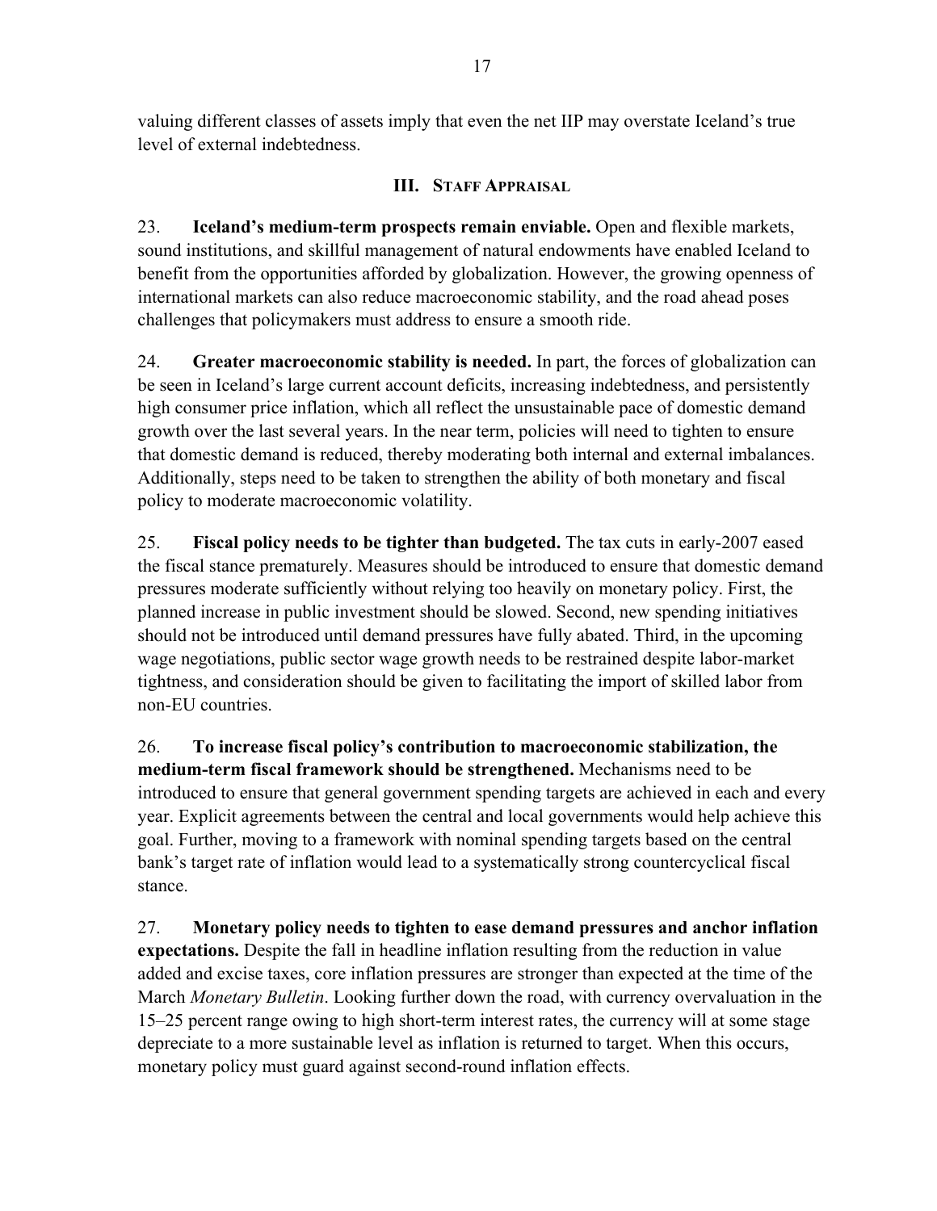valuing different classes of assets imply that even the net IIP may overstate Iceland's true level of external indebtedness.

## III. Staff Appraisal

23. **Iceland's medium-term prospects remain enviable.** Open and flexible markets, sound institutions, and skillful management of natural endowments have enabled Iceland to benefit from the opportunities afforded by globalization. However, the growing openness of international markets can also reduce macroeconomic stability, and the road ahead poses challenges that policymakers must address to ensure a smooth ride.

24. **Greater macroeconomic stability is needed.** In part, the forces of globalization can be seen in Iceland's large current account deficits, increasing indebtedness, and persistently high consumer price inflation, which all reflect the unsustainable pace of domestic demand growth over the last several years. In the near term, policies will need to tighten to ensure that domestic demand is reduced, thereby moderating both internal and external imbalances. Additionally, steps need to be taken to strengthen the ability of both monetary and fiscal policy to moderate macroeconomic volatility.

25. **Fiscal policy needs to be tighter than budgeted.** The tax cuts in early-2007 eased the fiscal stance prematurely. Measures should be introduced to ensure that domestic demand pressures moderate sufficiently without relying too heavily on monetary policy. First, the planned increase in public investment should be slowed. Second, new spending initiatives should not be introduced until demand pressures have fully abated. Third, in the upcoming wage negotiations, public sector wage growth needs to be restrained despite labor-market tightness, and consideration should be given to facilitating the import of skilled labor from non-EU countries.

26. **To increase fiscal policy's contribution to macroeconomic stabilization, the medium-term fiscal framework should be strengthened.** Mechanisms need to be introduced to ensure that general government spending targets are achieved in each and every year. Explicit agreements between the central and local governments would help achieve this goal. Further, moving to a framework with nominal spending targets based on the central bank's target rate of inflation would lead to a systematically strong countercyclical fiscal stance.

27. **Monetary policy needs to tighten to ease demand pressures and anchor inflation expectations.** Despite the fall in headline inflation resulting from the reduction in value added and excise taxes, core inflation pressures are stronger than expected at the time of the March *Monetary Bulletin*. Looking further down the road, with currency overvaluation in the 15–25 percent range owing to high short-term interest rates, the currency will at some stage depreciate to a more sustainable level as inflation is returned to target. When this occurs, monetary policy must guard against second-round inflation effects.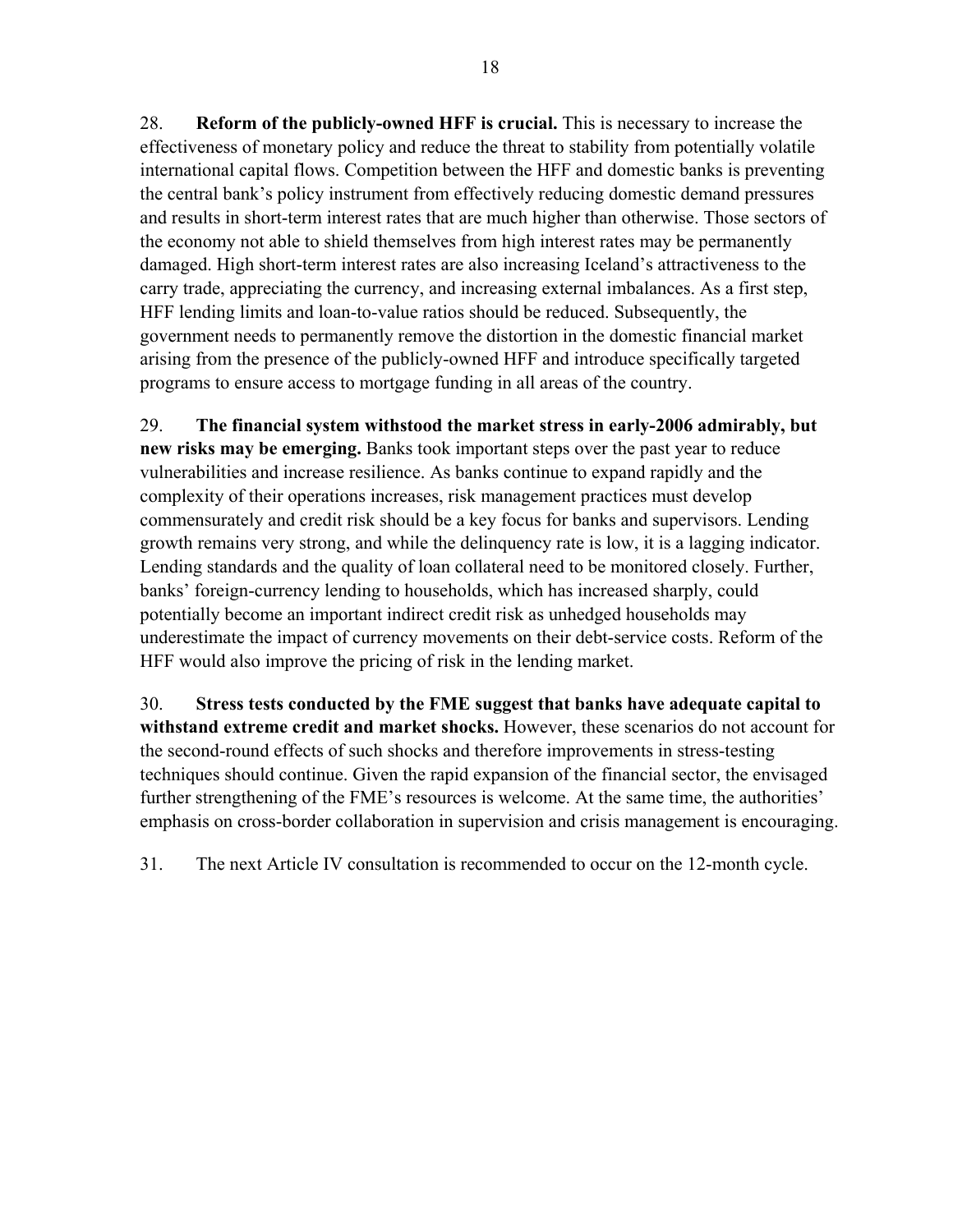28. **Reform of the publicly-owned HFF is crucial.** This is necessary to increase the effectiveness of monetary policy and reduce the threat to stability from potentially volatile international capital flows. Competition between the HFF and domestic banks is preventing the central bank's policy instrument from effectively reducing domestic demand pressures and results in short-term interest rates that are much higher than otherwise. Those sectors of the economy not able to shield themselves from high interest rates may be permanently damaged. High short-term interest rates are also increasing Iceland's attractiveness to the carry trade, appreciating the currency, and increasing external imbalances. As a first step, HFF lending limits and loan-to-value ratios should be reduced. Subsequently, the government needs to permanently remove the distortion in the domestic financial market arising from the presence of the publicly-owned HFF and introduce specifically targeted programs to ensure access to mortgage funding in all areas of the country.

29. **The financial system withstood the market stress in early-2006 admirably, but new risks may be emerging.** Banks took important steps over the past year to reduce vulnerabilities and increase resilience. As banks continue to expand rapidly and the complexity of their operations increases, risk management practices must develop commensurately and credit risk should be a key focus for banks and supervisors. Lending growth remains very strong, and while the delinquency rate is low, it is a lagging indicator. Lending standards and the quality of loan collateral need to be monitored closely. Further, banks' foreign-currency lending to households, which has increased sharply, could potentially become an important indirect credit risk as unhedged households may underestimate the impact of currency movements on their debt-service costs. Reform of the HFF would also improve the pricing of risk in the lending market.

30. **Stress tests conducted by the FME suggest that banks have adequate capital to withstand extreme credit and market shocks.** However, these scenarios do not account for the second-round effects of such shocks and therefore improvements in stress-testing techniques should continue. Given the rapid expansion of the financial sector, the envisaged further strengthening of the FME's resources is welcome. At the same time, the authorities' emphasis on cross-border collaboration in supervision and crisis management is encouraging.

31. The next Article IV consultation is recommended to occur on the 12-month cycle.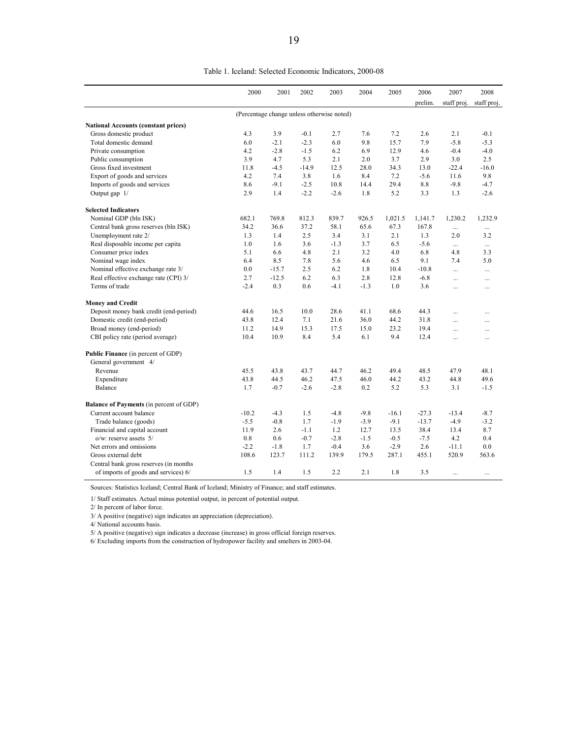Table 1. Iceland: Selected Economic Indicators, 2000-08

| | 2000 | 2001 | 2002 | 2003 | 2004 | 2005 | 2006 prelim. | 2007 staff proj. | 2008 staff proj. |
|---|---|---|---|---|---|---|---|---|---|
| | (Percentage change unless otherwise noted) | | | | | | | | |
| **National Accounts (constant prices)** | | | | | | | | | |
| Gross domestic product | 4.3 | 3.9 | -0.1 | 2.7 | 7.6 | 7.2 | 2.6 | 2.1 | -0.1 |
| Total domestic demand | 6.0 | -2.1 | -2.3 | 6.0 | 9.8 | 15.7 | 7.9 | -5.8 | -5.3 |
| Private consumption | 4.2 | -2.8 | -1.5 | 6.2 | 6.9 | 12.9 | 4.6 | -0.4 | -4.0 |
| Public consumption | 3.9 | 4.7 | 5.3 | 2.1 | 2.0 | 3.7 | 2.9 | 3.0 | 2.5 |
| Gross fixed investment | 11.8 | -4.5 | -14.9 | 12.5 | 28.0 | 34.3 | 13.0 | -22.4 | -16.0 |
| Export of goods and services | 4.2 | 7.4 | 3.8 | 1.6 | 8.4 | 7.2 | -5.6 | 11.6 | 9.8 |
| Imports of goods and services | 8.6 | -9.1 | -2.5 | 10.8 | 14.4 | 29.4 | 8.8 | -9.8 | -4.7 |
| Output gap 1/ | 2.9 | 1.4 | -2.2 | -2.6 | 1.8 | 5.2 | 3.3 | 1.3 | -2.6 |
| **Selected Indicators** | | | | | | | | | |
| Nominal GDP (bln ISK) | 682.1 | 769.8 | 812.3 | 839.7 | 926.5 | 1,021.5 | 1,141.7 | 1,230.2 | 1,232.9 |
| Central bank gross reserves (bln ISK) | 34.2 | 36.6 | 37.2 | 58.1 | 65.6 | 67.3 | 167.8 | ... | ... |
| Unemployment rate 2/ | 1.3 | 1.4 | 2.5 | 3.4 | 3.1 | 2.1 | 1.3 | 2.0 | 3.2 |
| Real disposable income per capita | 1.0 | 1.6 | 3.6 | -1.3 | 3.7 | 6.5 | -5.6 | ... | ... |
| Consumer price index | 5.1 | 6.6 | 4.8 | 2.1 | 3.2 | 4.0 | 6.8 | 4.8 | 3.3 |
| Nominal wage index | 6.4 | 8.5 | 7.8 | 5.6 | 4.6 | 6.5 | 9.1 | 7.4 | 5.0 |
| Nominal effective exchange rate 3/ | 0.0 | -15.7 | 2.5 | 6.2 | 1.8 | 10.4 | -10.8 | ... | ... |
| Real effective exchange rate (CPI) 3/ | 2.7 | -12.5 | 6.2 | 6.3 | 2.8 | 12.8 | -6.8 | ... | ... |
| Terms of trade | -2.4 | 0.3 | 0.6 | -4.1 | -1.3 | 1.0 | 3.6 | ... | ... |
| **Money and Credit** | | | | | | | | | |
| Deposit money bank credit (end-period) | 44.6 | 16.5 | 10.0 | 28.6 | 41.1 | 68.6 | 44.3 | ... | ... |
| Domestic credit (end-period) | 43.8 | 12.4 | 7.1 | 21.6 | 36.0 | 44.2 | 31.8 | ... | ... |
| Broad money (end-period) | 11.2 | 14.9 | 15.3 | 17.5 | 15.0 | 23.2 | 19.4 | ... | ... |
| CBI policy rate (period average) | 10.4 | 10.9 | 8.4 | 5.4 | 6.1 | 9.4 | 12.4 | ... | ... |
| **Public Finance** (in percent of GDP) | | | | | | | | | |
| General government 4/ | | | | | | | | | |
| Revenue | 45.5 | 43.8 | 43.7 | 44.7 | 46.2 | 49.4 | 48.5 | 47.9 | 48.1 |
| Expenditure | 43.8 | 44.5 | 46.2 | 47.5 | 46.0 | 44.2 | 43.2 | 44.8 | 49.6 |
| Balance | 1.7 | -0.7 | -2.6 | -2.8 | 0.2 | 5.2 | 5.3 | 3.1 | -1.5 |
| **Balance of Payments** (in percent of GDP) | | | | | | | | | |
| Current account balance | -10.2 | -4.3 | 1.5 | -4.8 | -9.8 | -16.1 | -27.3 | -13.4 | -8.7 |
| Trade balance (goods) | -5.5 | -0.8 | 1.7 | -1.9 | -3.9 | -9.1 | -13.7 | -4.9 | -3.2 |
| Financial and capital account | 11.9 | 2.6 | -1.1 | 1.2 | 12.7 | 13.5 | 38.4 | 13.4 | 8.7 |
| o/w: reserve assets 5/ | 0.8 | 0.6 | -0.7 | -2.8 | -1.5 | -0.5 | -7.5 | 4.2 | 0.4 |
| Net errors and omissions | -2.2 | -1.8 | 1.7 | -0.4 | 3.6 | -2.9 | 2.6 | -11.1 | 0.0 |
| Gross external debt | 108.6 | 123.7 | 111.2 | 139.9 | 179.5 | 287.1 | 455.1 | 520.9 | 563.6 |
| Central bank gross reserves (in months of imports of goods and services) 6/ | 1.5 | 1.4 | 1.5 | 2.2 | 2.1 | 1.8 | 3.5 | ... | ... |

Sources: Statistics Iceland; Central Bank of Iceland; Ministry of Finance; and staff estimates.

1/ Staff estimates. Actual minus potential output, in percent of potential output.

2/ In percent of labor force.

3/ A positive (negative) sign indicates an appreciation (depreciation).

4/ National accounts basis.

5/ A positive (negative) sign indicates a decrease (increase) in gross official foreign reserves.

6/ Excluding imports from the construction of hydropower facility and smelters in 2003-04.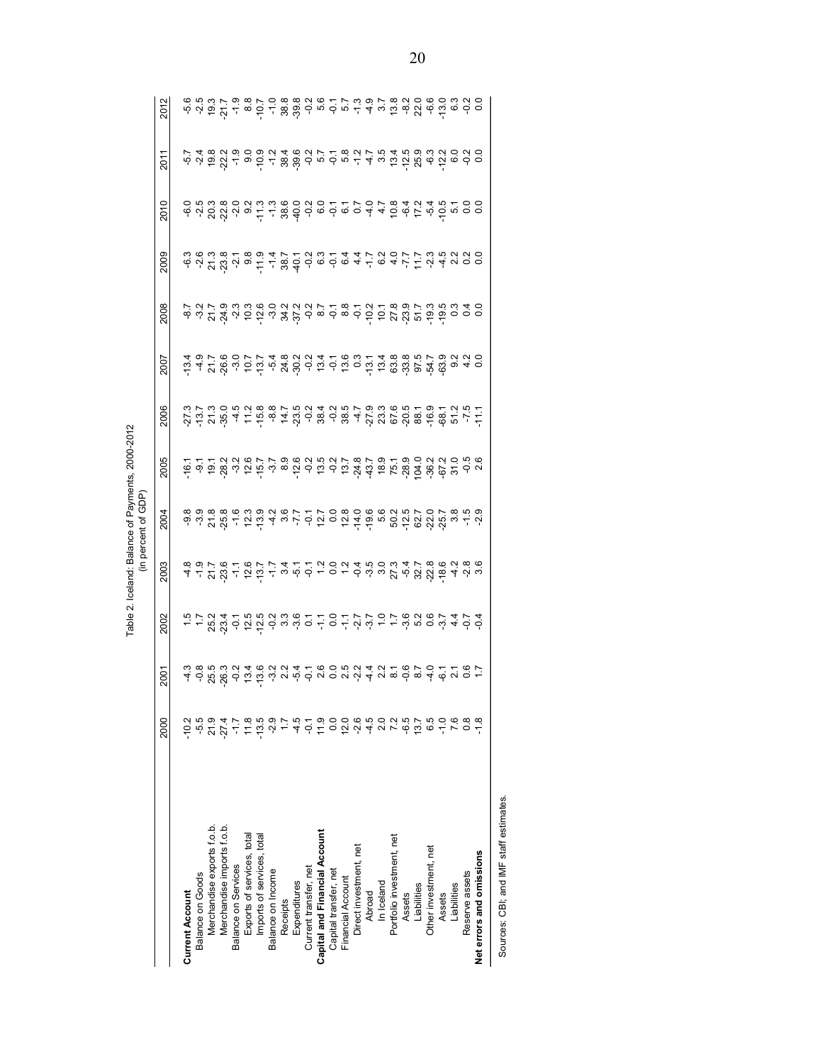Table 2. Iceland: Balance of Payments, 2000-2012
(in percent of GDP)

| | 2000 | 2001 | 2002 | 2003 | 2004 | 2005 | 2006 | 2007 | 2008 | 2009 | 2010 | 2011 | 2012 |
|---|---|---|---|---|---|---|---|---|---|---|---|---|---|
| **Current Account** | -10.2 | -4.3 | 1.5 | -4.8 | -9.8 | -16.1 | -27.3 | -13.4 | -8.7 | -6.3 | -6.0 | -5.7 | -5.6 |
| Balance on Goods | -5.5 | -0.8 | 1.7 | -1.9 | -3.9 | -9.1 | -13.7 | -4.9 | -3.2 | -2.6 | -2.5 | -2.4 | -2.5 |
| Merchandise exports f.o.b. | 21.9 | 25.5 | 25.2 | 21.7 | 21.8 | 19.1 | 21.3 | 21.7 | 21.7 | 21.3 | 20.3 | 19.8 | 19.3 |
| Merchandise imports f.o.b. | -27.4 | -26.3 | -23.4 | -23.6 | -25.8 | -28.2 | -35.0 | -26.6 | -24.9 | -23.8 | -22.8 | -22.2 | -21.7 |
| Balance on Services | -1.7 | -0.2 | -0.1 | -1.1 | -1.6 | -3.2 | -4.5 | -3.0 | -2.3 | -2.1 | -2.0 | -1.9 | -1.9 |
| Exports of services, total | 11.8 | 13.4 | 12.5 | 12.6 | 12.3 | 12.6 | 11.2 | 10.7 | 10.3 | 9.8 | 9.2 | 9.0 | 8.8 |
| Imports of services, total | -13.5 | -13.6 | -12.5 | -13.7 | -13.9 | -15.7 | -15.8 | -13.7 | -12.6 | -11.9 | -11.3 | -10.9 | -10.7 |
| Balance on Income | -2.9 | -3.2 | -0.2 | -1.7 | -4.2 | -3.7 | -8.8 | -5.4 | -3.0 | -1.4 | -1.3 | -1.2 | -1.0 |
| Receipts | 1.7 | 2.2 | 3.3 | 3.4 | 3.6 | 8.9 | 14.7 | 24.8 | 34.2 | 38.7 | 38.6 | 38.4 | 38.8 |
| Expenditures | -4.5 | -5.4 | -3.6 | -5.1 | -7.7 | -12.6 | -23.5 | -30.2 | -37.2 | -40.1 | -40.0 | -39.6 | -39.8 |
| Current transfer, net | -0.1 | -0.1 | 0.1 | -0.1 | -0.1 | -0.2 | -0.2 | -0.2 | -0.2 | -0.2 | -0.2 | -0.2 | -0.2 |
| **Capital and Financial Account** | 11.9 | 2.6 | -1.1 | 1.2 | 12.7 | 13.5 | 38.4 | 13.4 | 8.7 | 6.3 | 6.0 | 5.7 | 5.6 |
| Capital transfer, net | 0.0 | 0.0 | 0.0 | 0.0 | 0.0 | -0.2 | -0.2 | -0.1 | -0.1 | -0.1 | -0.1 | -0.1 | -0.1 |
| Financial Account | 12.0 | 2.5 | -1.1 | 1.2 | 12.8 | 13.7 | 38.5 | 13.6 | 8.8 | 6.4 | 6.1 | 5.8 | 5.7 |
| Direct investment, net | -2.6 | -2.2 | -2.7 | -0.4 | -14.0 | -24.8 | -4.7 | 0.3 | -0.1 | 4.4 | 0.7 | -1.2 | -1.3 |
| Abroad | -4.5 | -4.4 | -3.7 | -3.5 | -19.6 | -43.7 | -27.9 | -13.1 | -10.2 | -1.7 | -4.0 | -4.7 | -4.9 |
| In Iceland | 2.0 | 2.2 | 1.0 | 3.0 | 5.6 | 18.9 | 23.3 | 13.4 | 10.1 | 6.2 | 4.7 | 3.5 | 3.7 |
| Portfolio investment, net | 7.2 | 8.1 | 1.7 | 27.3 | 50.2 | 75.1 | 67.6 | 63.8 | 27.8 | 4.0 | 10.8 | 13.4 | 13.8 |
| Assets | -6.5 | -0.6 | -3.6 | -5.4 | -12.5 | -28.9 | -20.5 | -33.8 | -23.9 | -7.7 | -6.4 | -12.5 | -8.2 |
| Liabilities | 13.7 | 8.7 | 5.2 | 32.7 | 62.7 | 104.0 | 88.1 | 97.5 | 51.7 | 11.7 | 17.2 | 25.9 | 22.0 |
| Other investment, net | 6.5 | -4.0 | 0.6 | -22.8 | -22.0 | -36.2 | -16.9 | -54.7 | -19.3 | -2.3 | -5.4 | -6.3 | -6.6 |
| Assets | -1.0 | -6.1 | -3.7 | -18.6 | -25.7 | -67.2 | -68.1 | -63.9 | -19.5 | -4.5 | -10.5 | -12.2 | -13.0 |
| Liabilities | 7.6 | 2.1 | 4.4 | -4.2 | 3.8 | 31.0 | 51.2 | 9.2 | 0.3 | 2.2 | 5.1 | 6.0 | 6.3 |
| Reserve assets | 0.8 | 0.6 | -0.7 | -2.8 | -1.5 | -0.5 | -7.5 | 4.2 | 0.4 | 0.2 | 0.0 | -0.2 | -0.2 |
| **Net errors and omissions** | -1.8 | 1.7 | -0.4 | 3.6 | -2.9 | 2.6 | -11.1 | 0.0 | 0.0 | 0.0 | 0.0 | 0.0 | 0.0 |

Sources: CBI; and IMF staff estimates.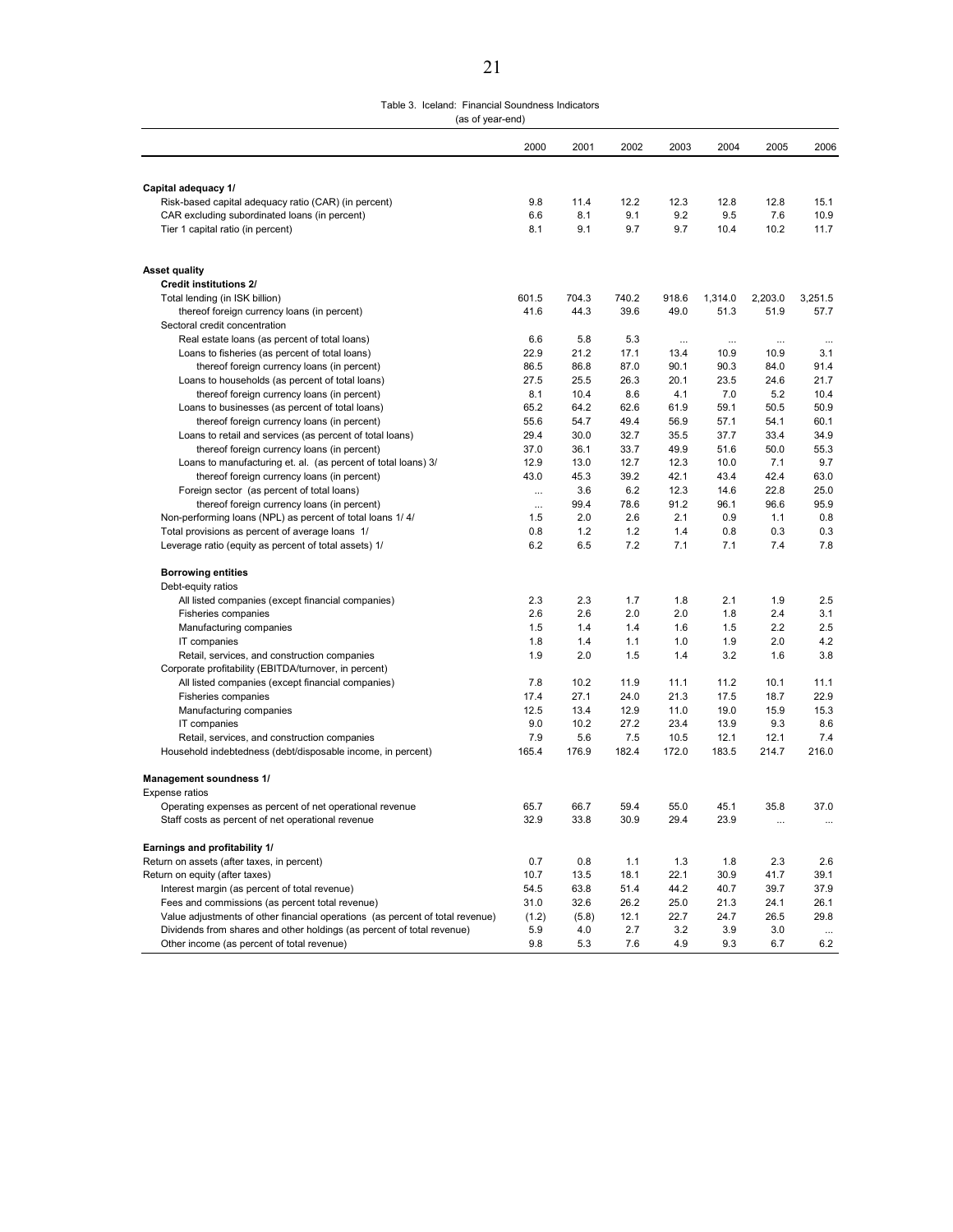Table 3. Iceland: Financial Soundness Indicators
(as of year-end)

| | 2000 | 2001 | 2002 | 2003 | 2004 | 2005 | 2006 |
|---|---|---|---|---|---|---|---|
| **Capital adequacy 1/** | | | | | | | |
| Risk-based capital adequacy ratio (CAR) (in percent) | 9.8 | 11.4 | 12.2 | 12.3 | 12.8 | 12.8 | 15.1 |
| CAR excluding subordinated loans (in percent) | 6.6 | 8.1 | 9.1 | 9.2 | 9.5 | 7.6 | 10.9 |
| Tier 1 capital ratio (in percent) | 8.1 | 9.1 | 9.7 | 9.7 | 10.4 | 10.2 | 11.7 |
| **Asset quality** | | | | | | | |
| **Credit institutions 2/** | | | | | | | |
| Total lending (in ISK billion) | 601.5 | 704.3 | 740.2 | 918.6 | 1,314.0 | 2,203.0 | 3,251.5 |
| thereof foreign currency loans (in percent) | 41.6 | 44.3 | 39.6 | 49.0 | 51.3 | 51.9 | 57.7 |
| Sectoral credit concentration | | | | | | | |
| Real estate loans (as percent of total loans) | 6.6 | 5.8 | 5.3 | ... | ... | ... | ... |
| Loans to fisheries (as percent of total loans) | 22.9 | 21.2 | 17.1 | 13.4 | 10.9 | 10.9 | 3.1 |
| thereof foreign currency loans (in percent) | 86.5 | 86.8 | 87.0 | 90.1 | 90.3 | 84.0 | 91.4 |
| Loans to households (as percent of total loans) | 27.5 | 25.5 | 26.3 | 20.1 | 23.5 | 24.6 | 21.7 |
| thereof foreign currency loans (in percent) | 8.1 | 10.4 | 8.6 | 4.1 | 7.0 | 5.2 | 10.4 |
| Loans to businesses (as percent of total loans) | 65.2 | 64.2 | 62.6 | 61.9 | 59.1 | 50.5 | 50.9 |
| thereof foreign currency loans (in percent) | 55.6 | 54.7 | 49.4 | 56.9 | 57.1 | 54.1 | 60.1 |
| Loans to retail and services (as percent of total loans) | 29.4 | 30.0 | 32.7 | 35.5 | 37.7 | 33.4 | 34.9 |
| thereof foreign currency loans (in percent) | 37.0 | 36.1 | 33.7 | 49.9 | 51.6 | 50.0 | 55.3 |
| Loans to manufacturing et. al. (as percent of total loans) 3/ | 12.9 | 13.0 | 12.7 | 12.3 | 10.0 | 7.1 | 9.7 |
| thereof foreign currency loans (in percent) | 43.0 | 45.3 | 39.2 | 42.1 | 43.4 | 42.4 | 63.0 |
| Foreign sector (as percent of total loans) | ... | 3.6 | 6.2 | 12.3 | 14.6 | 22.8 | 25.0 |
| thereof foreign currency loans (in percent) | ... | 99.4 | 78.6 | 91.2 | 96.1 | 96.6 | 95.9 |
| Non-performing loans (NPL) as percent of total loans 1/ 4/ | 1.5 | 2.0 | 2.6 | 2.1 | 0.9 | 1.1 | 0.8 |
| Total provisions as percent of average loans 1/ | 0.8 | 1.2 | 1.2 | 1.4 | 0.8 | 0.3 | 0.3 |
| Leverage ratio (equity as percent of total assets) 1/ | 6.2 | 6.5 | 7.2 | 7.1 | 7.1 | 7.4 | 7.8 |
| **Borrowing entities** | | | | | | | |
| Debt-equity ratios | | | | | | | |
| All listed companies (except financial companies) | 2.3 | 2.3 | 1.7 | 1.8 | 2.1 | 1.9 | 2.5 |
| Fisheries companies | 2.6 | 2.6 | 2.0 | 2.0 | 1.8 | 2.4 | 3.1 |
| Manufacturing companies | 1.5 | 1.4 | 1.4 | 1.6 | 1.5 | 2.2 | 2.5 |
| IT companies | 1.8 | 1.4 | 1.1 | 1.0 | 1.9 | 2.0 | 4.2 |
| Retail, services, and construction companies | 1.9 | 2.0 | 1.5 | 1.4 | 3.2 | 1.6 | 3.8 |
| Corporate profitability (EBITDA/turnover, in percent) | | | | | | | |
| All listed companies (except financial companies) | 7.8 | 10.2 | 11.9 | 11.1 | 11.2 | 10.1 | 11.1 |
| Fisheries companies | 17.4 | 27.1 | 24.0 | 21.3 | 17.5 | 18.7 | 22.9 |
| Manufacturing companies | 12.5 | 13.4 | 12.9 | 11.0 | 19.0 | 15.9 | 15.3 |
| IT companies | 9.0 | 10.2 | 27.2 | 23.4 | 13.9 | 9.3 | 8.6 |
| Retail, services, and construction companies | 7.9 | 5.6 | 7.5 | 10.5 | 12.1 | 12.1 | 7.4 |
| Household indebtedness (debt/disposable income, in percent) | 165.4 | 176.9 | 182.4 | 172.0 | 183.5 | 214.7 | 216.0 |
| **Management soundness 1/** | | | | | | | |
| Expense ratios | | | | | | | |
| Operating expenses as percent of net operational revenue | 65.7 | 66.7 | 59.4 | 55.0 | 45.1 | 35.8 | 37.0 |
| Staff costs as percent of net operational revenue | 32.9 | 33.8 | 30.9 | 29.4 | 23.9 | ... | ... |
| **Earnings and profitability 1/** | | | | | | | |
| Return on assets (after taxes, in percent) | 0.7 | 0.8 | 1.1 | 1.3 | 1.8 | 2.3 | 2.6 |
| Return on equity (after taxes) | 10.7 | 13.5 | 18.1 | 22.1 | 30.9 | 41.7 | 39.1 |
| Interest margin (as percent of total revenue) | 54.5 | 63.8 | 51.4 | 44.2 | 40.7 | 39.7 | 37.9 |
| Fees and commissions (as percent total revenue) | 31.0 | 32.6 | 26.2 | 25.0 | 21.3 | 24.1 | 26.1 |
| Value adjustments of other financial operations (as percent of total revenue) | (1.2) | (5.8) | 12.1 | 22.7 | 24.7 | 26.5 | 29.8 |
| Dividends from shares and other holdings (as percent of total revenue) | 5.9 | 4.0 | 2.7 | 3.2 | 3.9 | 3.0 | ... |
| Other income (as percent of total revenue) | 9.8 | 5.3 | 7.6 | 4.9 | 9.3 | 6.7 | 6.2 |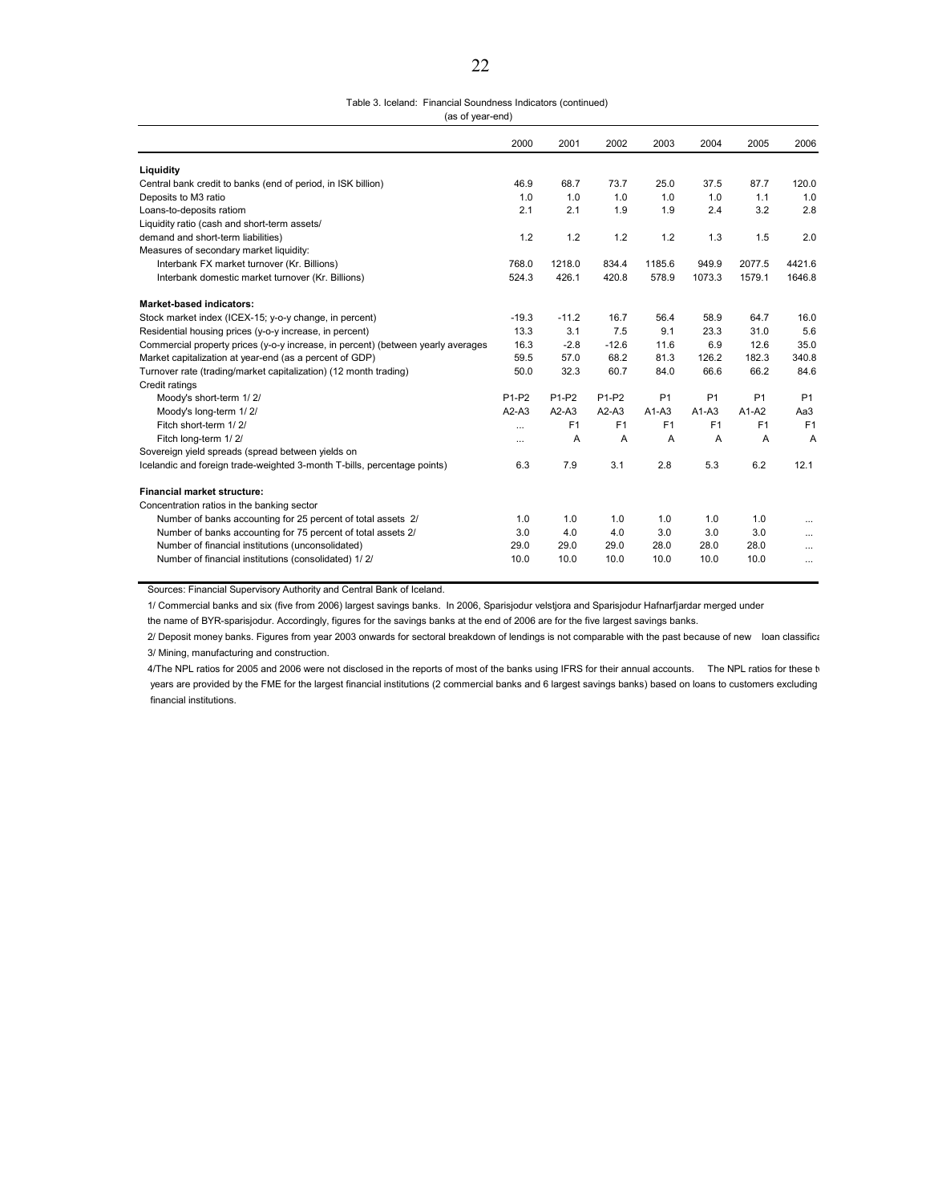Table 3. Iceland: Financial Soundness Indicators (continued)

(as of year-end)

| | 2000 | 2001 | 2002 | 2003 | 2004 | 2005 | 2006 |
|---|---|---|---|---|---|---|---|
| **Liquidity** | | | | | | | |
| Central bank credit to banks (end of period, in ISK billion) | 46.9 | 68.7 | 73.7 | 25.0 | 37.5 | 87.7 | 120.0 |
| Deposits to M3 ratio | 1.0 | 1.0 | 1.0 | 1.0 | 1.0 | 1.1 | 1.0 |
| Loans-to-deposits ratiom | 2.1 | 2.1 | 1.9 | 1.9 | 2.4 | 3.2 | 2.8 |
| Liquidity ratio (cash and short-term assets/ | | | | | | | |
| demand and short-term liabilities) | 1.2 | 1.2 | 1.2 | 1.2 | 1.3 | 1.5 | 2.0 |
| Measures of secondary market liquidity: | | | | | | | |
| Interbank FX market turnover (Kr. Billions) | 768.0 | 1218.0 | 834.4 | 1185.6 | 949.9 | 2077.5 | 4421.6 |
| Interbank domestic market turnover (Kr. Billions) | 524.3 | 426.1 | 420.8 | 578.9 | 1073.3 | 1579.1 | 1646.8 |
| **Market-based indicators:** | | | | | | | |
| Stock market index (ICEX-15; y-o-y change, in percent) | -19.3 | -11.2 | 16.7 | 56.4 | 58.9 | 64.7 | 16.0 |
| Residential housing prices (y-o-y increase, in percent) | 13.3 | 3.1 | 7.5 | 9.1 | 23.3 | 31.0 | 5.6 |
| Commercial property prices (y-o-y increase, in percent) (between yearly averages | 16.3 | -2.8 | -12.6 | 11.6 | 6.9 | 12.6 | 35.0 |
| Market capitalization at year-end (as a percent of GDP) | 59.5 | 57.0 | 68.2 | 81.3 | 126.2 | 182.3 | 340.8 |
| Turnover rate (trading/market capitalization) (12 month trading) | 50.0 | 32.3 | 60.7 | 84.0 | 66.6 | 66.2 | 84.6 |
| Credit ratings | | | | | | | |
| Moody's short-term 1/ 2/ | P1-P2 | P1-P2 | P1-P2 | P1 | P1 | P1 | P1 |
| Moody's long-term 1/ 2/ | A2-A3 | A2-A3 | A2-A3 | A1-A3 | A1-A3 | A1-A2 | Aa3 |
| Fitch short-term 1/ 2/ | ... | F1 | F1 | F1 | F1 | F1 | F1 |
| Fitch long-term 1/ 2/ | ... | A | A | A | A | A | A |
| Sovereign yield spreads (spread between yields on | | | | | | | |
| Icelandic and foreign trade-weighted 3-month T-bills, percentage points) | 6.3 | 7.9 | 3.1 | 2.8 | 5.3 | 6.2 | 12.1 |
| **Financial market structure:** | | | | | | | |
| Concentration ratios in the banking sector | | | | | | | |
| Number of banks accounting for 25 percent of total assets 2/ | 1.0 | 1.0 | 1.0 | 1.0 | 1.0 | 1.0 | ... |
| Number of banks accounting for 75 percent of total assets 2/ | 3.0 | 4.0 | 4.0 | 3.0 | 3.0 | 3.0 | ... |
| Number of financial institutions (unconsolidated) | 29.0 | 29.0 | 29.0 | 28.0 | 28.0 | 28.0 | ... |
| Number of financial institutions (consolidated) 1/ 2/ | 10.0 | 10.0 | 10.0 | 10.0 | 10.0 | 10.0 | ... |

Sources: Financial Supervisory Authority and Central Bank of Iceland.

1/ Commercial banks and six (five from 2006) largest savings banks. In 2006, Sparisjodur velstjora and Sparisjodur Hafnarfjardar merged under the name of BYR-sparisjodur. Accordingly, figures for the savings banks at the end of 2006 are for the five largest savings banks.

2/ Deposit money banks. Figures from year 2003 onwards for sectoral breakdown of lendings is not comparable with the past because of new loan classifica

3/ Mining, manufacturing and construction.

4/The NPL ratios for 2005 and 2006 were not disclosed in the reports of most of the banks using IFRS for their annual accounts. The NPL ratios for these t years are provided by the FME for the largest financial institutions (2 commercial banks and 6 largest savings banks) based on loans to customers excluding financial institutions.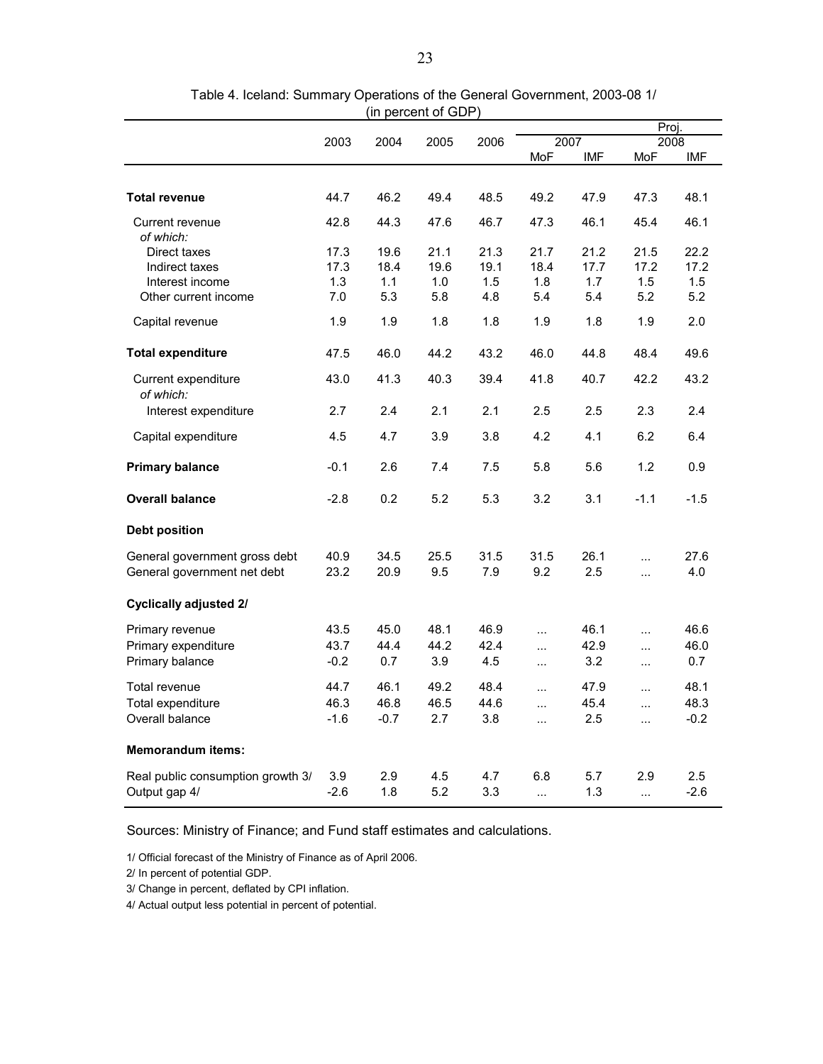Table 4. Iceland: Summary Operations of the General Government, 2003-08 1/
(in percent of GDP)

| | 2003 | 2004 | 2005 | 2006 | 2007 | | Proj. 2008 | |
|---|---|---|---|---|---|---|---|---|
| | | | | | MoF | IMF | MoF | IMF |
| **Total revenue** | 44.7 | 46.2 | 49.4 | 48.5 | 49.2 | 47.9 | 47.3 | 48.1 |
| Current revenue | 42.8 | 44.3 | 47.6 | 46.7 | 47.3 | 46.1 | 45.4 | 46.1 |
| *of which:* | | | | | | | | |
| Direct taxes | 17.3 | 19.6 | 21.1 | 21.3 | 21.7 | 21.2 | 21.5 | 22.2 |
| Indirect taxes | 17.3 | 18.4 | 19.6 | 19.1 | 18.4 | 17.7 | 17.2 | 17.2 |
| Interest income | 1.3 | 1.1 | 1.0 | 1.5 | 1.8 | 1.7 | 1.5 | 1.5 |
| Other current income | 7.0 | 5.3 | 5.8 | 4.8 | 5.4 | 5.4 | 5.2 | 5.2 |
| Capital revenue | 1.9 | 1.9 | 1.8 | 1.8 | 1.9 | 1.8 | 1.9 | 2.0 |
| **Total expenditure** | 47.5 | 46.0 | 44.2 | 43.2 | 46.0 | 44.8 | 48.4 | 49.6 |
| Current expenditure | 43.0 | 41.3 | 40.3 | 39.4 | 41.8 | 40.7 | 42.2 | 43.2 |
| *of which:* | | | | | | | | |
| Interest expenditure | 2.7 | 2.4 | 2.1 | 2.1 | 2.5 | 2.5 | 2.3 | 2.4 |
| Capital expenditure | 4.5 | 4.7 | 3.9 | 3.8 | 4.2 | 4.1 | 6.2 | 6.4 |
| **Primary balance** | -0.1 | 2.6 | 7.4 | 7.5 | 5.8 | 5.6 | 1.2 | 0.9 |
| **Overall balance** | -2.8 | 0.2 | 5.2 | 5.3 | 3.2 | 3.1 | -1.1 | -1.5 |
| **Debt position** | | | | | | | | |
| General government gross debt | 40.9 | 34.5 | 25.5 | 31.5 | 31.5 | 26.1 | ... | 27.6 |
| General government net debt | 23.2 | 20.9 | 9.5 | 7.9 | 9.2 | 2.5 | ... | 4.0 |
| **Cyclically adjusted 2/** | | | | | | | | |
| Primary revenue | 43.5 | 45.0 | 48.1 | 46.9 | ... | 46.1 | ... | 46.6 |
| Primary expenditure | 43.7 | 44.4 | 44.2 | 42.4 | ... | 42.9 | ... | 46.0 |
| Primary balance | -0.2 | 0.7 | 3.9 | 4.5 | ... | 3.2 | ... | 0.7 |
| Total revenue | 44.7 | 46.1 | 49.2 | 48.4 | ... | 47.9 | ... | 48.1 |
| Total expenditure | 46.3 | 46.8 | 46.5 | 44.6 | ... | 45.4 | ... | 48.3 |
| Overall balance | -1.6 | -0.7 | 2.7 | 3.8 | ... | 2.5 | ... | -0.2 |
| **Memorandum items:** | | | | | | | | |
| Real public consumption growth 3/ | 3.9 | 2.9 | 4.5 | 4.7 | 6.8 | 5.7 | 2.9 | 2.5 |
| Output gap 4/ | -2.6 | 1.8 | 5.2 | 3.3 | ... | 1.3 | ... | -2.6 |

Sources: Ministry of Finance; and Fund staff estimates and calculations.

1/ Official forecast of the Ministry of Finance as of April 2006.

2/ In percent of potential GDP.

3/ Change in percent, deflated by CPI inflation.

4/ Actual output less potential in percent of potential.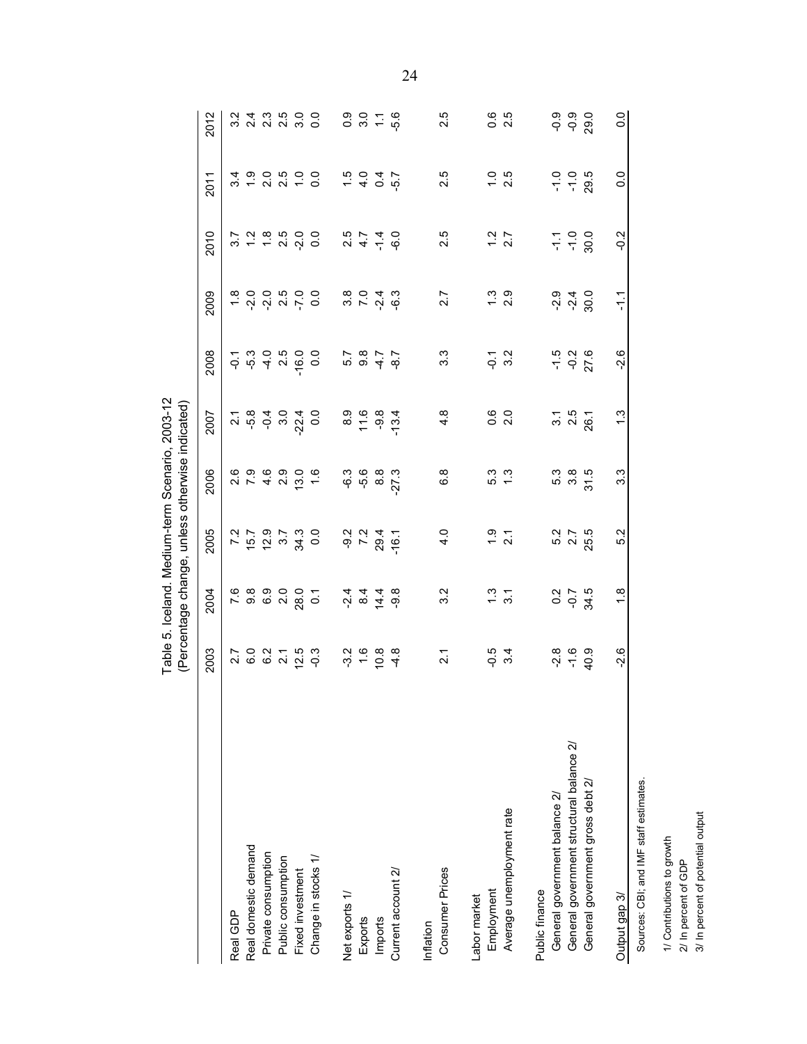Table 5. Iceland. Medium-term Scenario, 2003-12
(Percentage change, unless otherwise indicated)

| | 2003 | 2004 | 2005 | 2006 | 2007 | 2008 | 2009 | 2010 | 2011 | 2012 |
|---|---|---|---|---|---|---|---|---|---|---|
| Real GDP | 2.7 | 7.6 | 7.2 | 2.6 | 2.1 | -0.1 | 1.8 | 3.7 | 3.4 | 3.2 |
| Real domestic demand | 6.0 | 9.8 | 15.7 | 7.9 | -5.8 | -5.3 | -2.0 | 1.2 | 1.9 | 2.4 |
| Private consumption | 6.2 | 6.9 | 12.9 | 4.6 | -0.4 | -4.0 | -2.0 | 1.8 | 2.0 | 2.3 |
| Public consumption | 2.1 | 2.0 | 3.7 | 2.9 | 3.0 | 2.5 | 2.5 | 2.5 | 2.5 | 2.5 |
| Fixed investment | 12.5 | 28.0 | 34.3 | 13.0 | -22.4 | -16.0 | -7.0 | -2.0 | 1.0 | 3.0 |
| Change in stocks 1/ | -0.3 | 0.1 | 0.0 | 1.6 | 0.0 | 0.0 | 0.0 | 0.0 | 0.0 | 0.0 |
| | | | | | | | | | | |
| Net exports 1/ | -3.2 | -2.4 | -9.2 | -6.3 | 8.9 | 5.7 | 3.8 | 2.5 | 1.5 | 0.9 |
| Exports | 1.6 | 8.4 | 7.2 | -5.6 | 11.6 | 9.8 | 7.0 | 4.7 | 4.0 | 3.0 |
| Imports | 10.8 | 14.4 | 29.4 | 8.8 | -9.8 | -4.7 | -2.4 | -1.4 | 0.4 | 1.1 |
| Current account 2/ | -4.8 | -9.8 | -16.1 | -27.3 | -13.4 | -8.7 | -6.3 | -6.0 | -5.7 | -5.6 |
| | | | | | | | | | | |
| Inflation | | | | | | | | | | |
| Consumer Prices | 2.1 | 3.2 | 4.0 | 6.8 | 4.8 | 3.3 | 2.7 | 2.5 | 2.5 | 2.5 |
| | | | | | | | | | | |
| Labor market | | | | | | | | | | |
| Employment | -0.5 | 1.3 | 1.9 | 5.3 | 0.6 | -0.1 | 1.3 | 1.2 | 1.0 | 0.6 |
| Average unemployment rate | 3.4 | 3.1 | 2.1 | 1.3 | 2.0 | 3.2 | 2.9 | 2.7 | 2.5 | 2.5 |
| | | | | | | | | | | |
| Public finance | | | | | | | | | | |
| General government balance 2/ | -2.8 | 0.2 | 5.2 | 5.3 | 3.1 | -1.5 | -2.9 | -1.1 | -1.0 | -0.9 |
| General government structural balance 2/ | -1.6 | -0.7 | 2.7 | 3.8 | 2.5 | -0.2 | -2.4 | -1.0 | -1.0 | -0.9 |
| General government gross debt 2/ | 40.9 | 34.5 | 25.5 | 31.5 | 26.1 | 27.6 | 30.0 | 30.0 | 29.5 | 29.0 |
| | | | | | | | | | | |
| Output gap 3/ | -2.6 | 1.8 | 5.2 | 3.3 | 1.3 | -2.6 | -1.1 | -0.2 | 0.0 | 0.0 |

Sources: CBI; and IMF staff estimates.

1/ Contributions to growth
2/ In percent of GDP
3/ In percent of potential output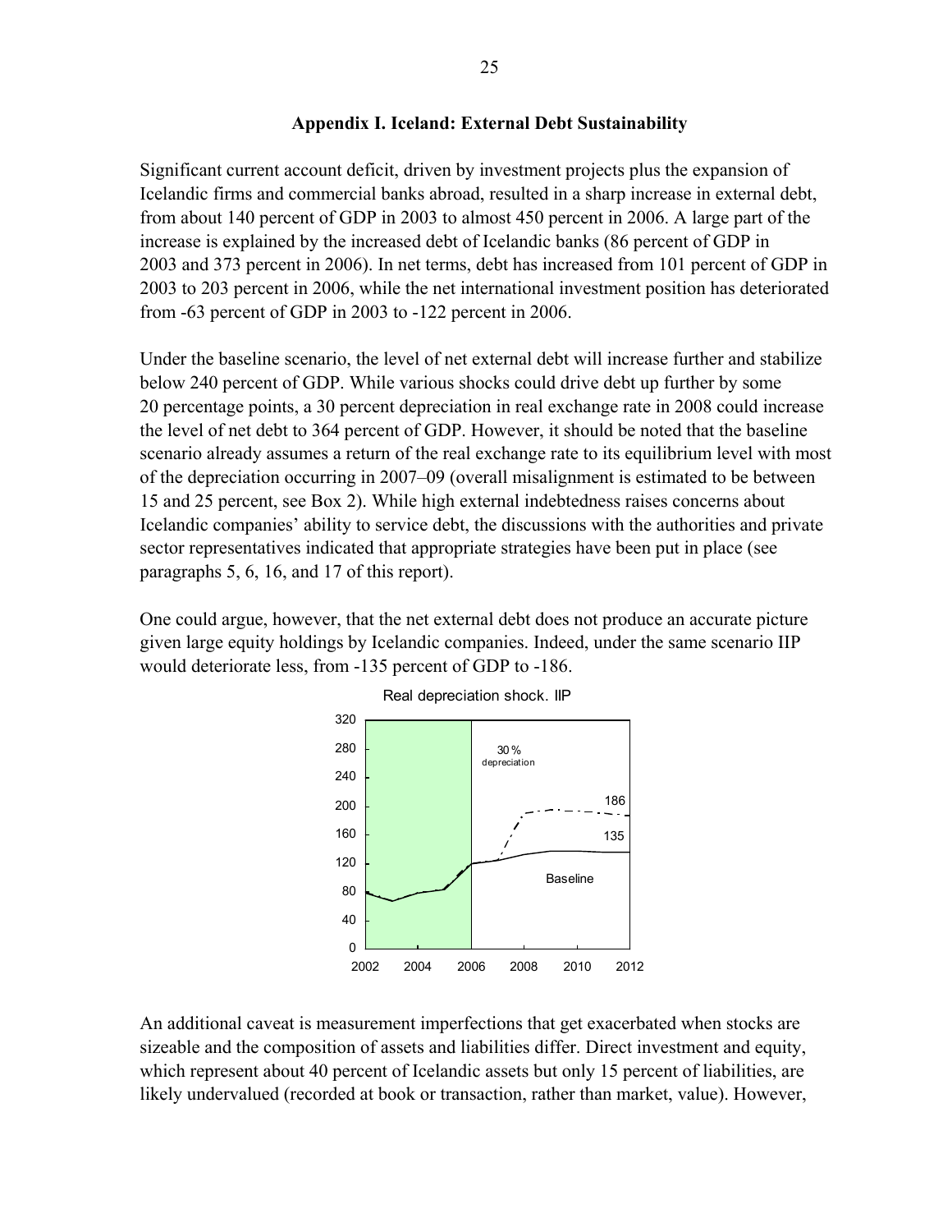### Appendix I. Iceland: External Debt Sustainability

Significant current account deficit, driven by investment projects plus the expansion of Icelandic firms and commercial banks abroad, resulted in a sharp increase in external debt, from about 140 percent of GDP in 2003 to almost 450 percent in 2006. A large part of the increase is explained by the increased debt of Icelandic banks (86 percent of GDP in 2003 and 373 percent in 2006). In net terms, debt has increased from 101 percent of GDP in 2003 to 203 percent in 2006, while the net international investment position has deteriorated from -63 percent of GDP in 2003 to -122 percent in 2006.

Under the baseline scenario, the level of net external debt will increase further and stabilize below 240 percent of GDP. While various shocks could drive debt up further by some 20 percentage points, a 30 percent depreciation in real exchange rate in 2008 could increase the level of net debt to 364 percent of GDP. However, it should be noted that the baseline scenario already assumes a return of the real exchange rate to its equilibrium level with most of the depreciation occurring in 2007–09 (overall misalignment is estimated to be between 15 and 25 percent, see Box 2). While high external indebtedness raises concerns about Icelandic companies' ability to service debt, the discussions with the authorities and private sector representatives indicated that appropriate strategies have been put in place (see paragraphs 5, 6, 16, and 17 of this report).

One could argue, however, that the net external debt does not produce an accurate picture given large equity holdings by Icelandic companies. Indeed, under the same scenario IIP would deteriorate less, from -135 percent of GDP to -186.

Real depreciation shock. IIP

An additional caveat is measurement imperfections that get exacerbated when stocks are sizeable and the composition of assets and liabilities differ. Direct investment and equity, which represent about 40 percent of Icelandic assets but only 15 percent of liabilities, are likely undervalued (recorded at book or transaction, rather than market, value). However,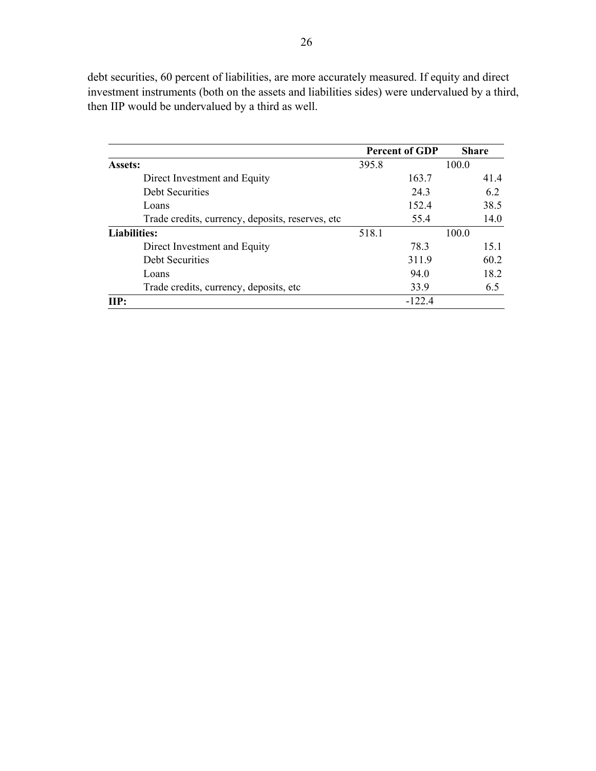debt securities, 60 percent of liabilities, are more accurately measured. If equity and direct investment instruments (both on the assets and liabilities sides) were undervalued by a third, then IIP would be undervalued by a third as well.

| | Percent of GDP | Share |
|---|---|---|
| **Assets:** | 395.8 | 100.0 |
| Direct Investment and Equity | 163.7 | 41.4 |
| Debt Securities | 24.3 | 6.2 |
| Loans | 152.4 | 38.5 |
| Trade credits, currency, deposits, reserves, etc | 55.4 | 14.0 |
| **Liabilities:** | 518.1 | 100.0 |
| Direct Investment and Equity | 78.3 | 15.1 |
| Debt Securities | 311.9 | 60.2 |
| Loans | 94.0 | 18.2 |
| Trade credits, currency, deposits, etc | 33.9 | 6.5 |
| **IIP:** | -122.4 | |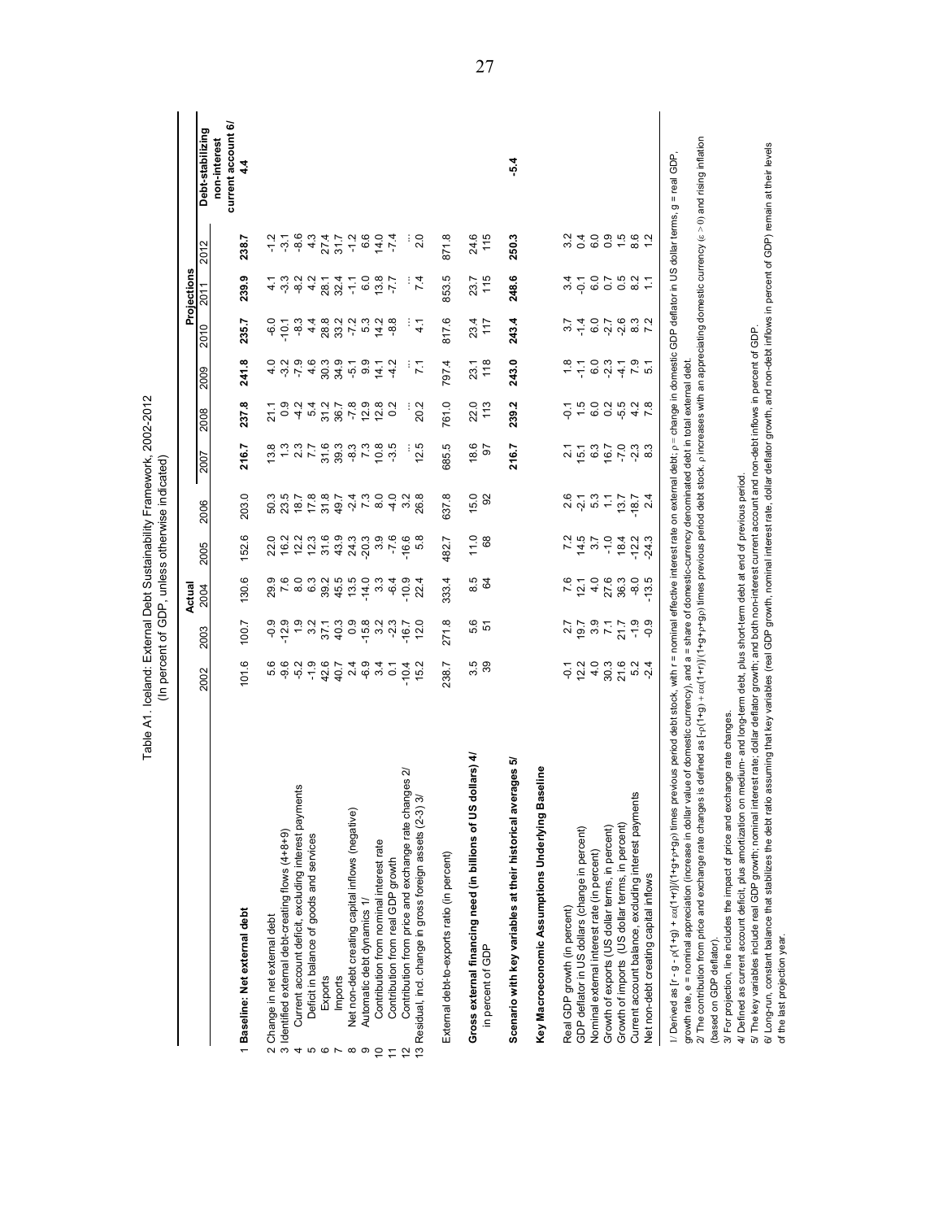Table A1. Iceland: External Debt Sustainability Framework, 2002-2012
(In percent of GDP, unless otherwise indicated)

| | Actual | | | | | Projections | | | | | | Debt-stabilizing |
|---|---|---|---|---|---|---|---|---|---|---|---|---|
| | 2002 | 2003 | 2004 | 2005 | 2006 | 2007 | 2008 | 2009 | 2010 | 2011 | 2012 | non-interest current account 6/ |
| 1 **Baseline: Net external debt** | 101.6 | 100.7 | 130.6 | 152.6 | 203.0 | 216.7 | 237.8 | 241.8 | 235.7 | 239.9 | 238.7 | 4.4 |
| 2 Change in net external debt | 5.6 | -0.9 | 29.9 | 22.0 | 50.3 | 13.8 | 21.1 | 4.0 | -6.0 | 4.1 | -1.2 | |
| 3 Identified external debt-creating flows (4+8+9) | -9.6 | -12.9 | 7.6 | 16.2 | 23.5 | 1.3 | 0.9 | -3.2 | -10.1 | -3.3 | -3.1 | |
| 4 Current account deficit, excluding interest payments | -5.2 | 1.9 | 8.0 | 12.2 | 18.7 | 2.3 | -4.2 | -7.9 | -8.3 | -8.2 | -8.6 | |
| 5 Deficit in balance of goods and services | -1.9 | 3.2 | 6.3 | 12.3 | 17.8 | 7.7 | 5.4 | 4.6 | 4.4 | 4.2 | 4.3 | |
| 6 Exports | 42.6 | 37.1 | 39.2 | 31.6 | 31.8 | 31.6 | 31.2 | 30.3 | 28.8 | 28.1 | 27.4 | |
| 7 Imports | 40.7 | 40.3 | 45.5 | 43.9 | 49.7 | 39.3 | 36.7 | 34.9 | 33.2 | 32.4 | 31.7 | |
| 8 Net non-debt creating capital inflows (negative) | 2.4 | 0.9 | 13.5 | 24.3 | -2.4 | -8.3 | -7.8 | -5.1 | -7.2 | -1.1 | -1.2 | |
| 9 Automatic debt dynamics 1/ | -6.9 | -15.8 | -14.0 | -20.3 | 7.3 | 7.3 | 12.9 | 9.9 | 5.3 | 6.0 | 6.6 | |
| 10 Contribution from nominal interest rate | 3.4 | 3.2 | 3.3 | 3.9 | 8.0 | 10.8 | 12.8 | 14.1 | 14.2 | 13.8 | 14.0 | |
| 11 Contribution from real GDP growth | 0.1 | -2.3 | -6.4 | -7.6 | -4.0 | -3.5 | 0.2 | -4.2 | -8.8 | -7.7 | -7.4 | |
| 12 Contribution from price and exchange rate changes 2/ | -10.4 | -16.7 | -10.9 | -16.6 | 3.2 | ... | ... | ... | ... | ... | ... | |
| 13 Residual, incl. change in gross foreign assets (2-3) 3/ | 15.2 | 12.0 | 22.4 | 5.8 | 26.8 | 12.5 | 20.2 | 7.1 | 4.1 | 7.4 | 2.0 | |
| External debt-to-exports ratio (in percent) | 238.7 | 271.8 | 333.4 | 482.7 | 637.8 | 685.5 | 761.0 | 797.4 | 817.6 | 853.5 | 871.8 | |
| **Gross external financing need (in billions of US dollars) 4/** | 3.5 | 5.6 | 8.5 | 11.0 | 15.0 | 18.6 | 22.0 | 23.1 | 23.4 | 23.7 | 24.6 | |
| in percent of GDP | 39 | 51 | 64 | 68 | 92 | 97 | 113 | 118 | 117 | 115 | 115 | |
| **Scenario with key variables at their historical averages 5/** | | | | | | 216.7 | 239.2 | 243.0 | 243.4 | 248.6 | 250.3 | -5.4 |
| **Key Macroeconomic Assumptions Underlying Baseline** | | | | | | | | | | | | |
| Real GDP growth (in percent) | -0.1 | 2.7 | 7.6 | 7.2 | 2.6 | 2.1 | -0.1 | 1.8 | 3.7 | 3.4 | 3.2 | |
| GDP deflator in US dollars (change in percent) | 12.2 | 19.7 | 12.1 | 14.5 | -2.1 | 15.1 | 1.5 | -1.1 | -1.4 | -0.1 | 0.4 | |
| Nominal external interest rate (in percent) | 4.0 | 3.9 | 4.0 | 3.7 | 5.3 | 6.3 | 6.0 | 6.0 | 6.0 | 6.0 | 6.0 | |
| Growth of exports (US dollar terms, in percent) | 30.3 | 7.1 | 27.6 | -1.0 | 1.1 | 16.7 | 0.2 | -2.3 | -2.7 | 0.7 | 0.9 | |
| Growth of imports (US dollar terms, in percent) | 21.6 | 21.7 | 36.3 | 18.4 | 13.7 | -7.0 | -5.5 | -4.1 | -2.6 | 0.5 | 1.5 | |
| Current account balance, excluding interest payments | 5.2 | -1.9 | -8.0 | -12.2 | -18.7 | -2.3 | 4.2 | 7.9 | 8.3 | 8.2 | 8.6 | |
| Net non-debt creating capital inflows | -2.4 | -0.9 | -13.5 | -24.3 | 2.4 | 8.3 | 7.8 | 5.1 | 7.2 | 1.1 | 1.2 | |

1/ Derived as $[r - g - \rho(1+g) + \varepsilon\alpha(1+r)]/(1+g+\rho+g\rho)$ times previous period debt stock, with r = nominal effective interest rate on external debt; $\rho$ = change in domestic GDP deflator in US dollar terms, g = real GDP growth rate, e = nominal appreciation (increase in dollar value of domestic currency), and a = share of domestic-currency denominated debt in total external debt.

2/ The contribution from price and exchange rate changes is defined as $[-\rho(1+g) + \varepsilon\alpha(1+r)]/(1+g+\rho+g\rho)$ times previous period debt stock. $\rho$ increases with an appreciating domestic currency ($\varepsilon > 0$) and rising inflation (based on GDP deflator).

3/ For projection, line includes the impact of price and exchange rate changes.

4/ Defined as current account deficit, plus amortization on medium- and long-term debt, plus short-term debt at end of previous period.

5/ The key variables include real GDP growth; nominal interest rate; dollar deflator growth; and both non-interest current account and non-debt inflows in percent of GDP.

6/ Long-run, constant balance that stabilizes the debt ratio assuming that key variables (real GDP growth, nominal interest rate, dollar deflator growth, and non-debt inflows in percent of GDP) remain at their levels of the last projection year.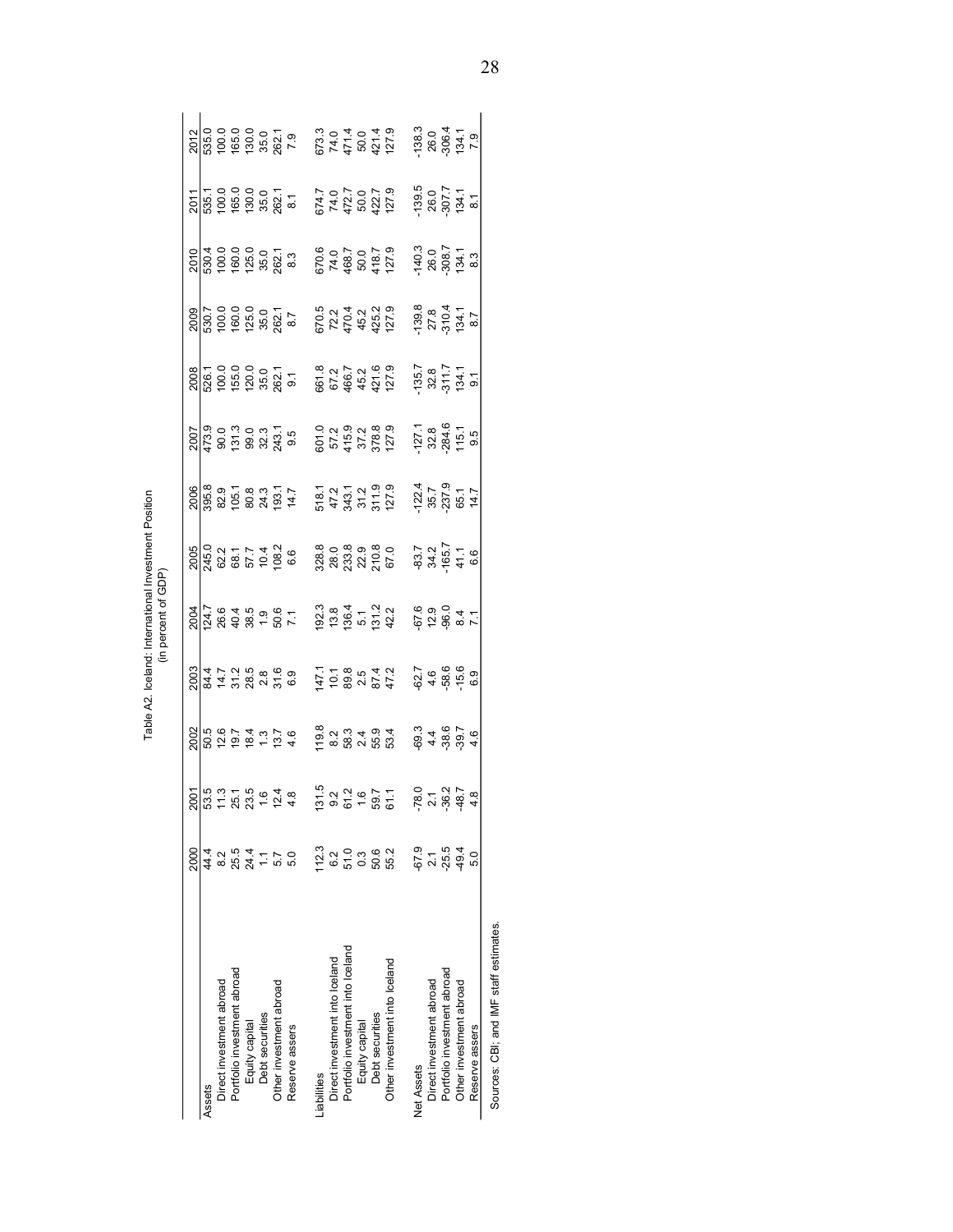Table A2. Iceland: International Investment Position
(in percent of GDP)

| | 2000 | 2001 | 2002 | 2003 | 2004 | 2005 | 2006 | 2007 | 2008 | 2009 | 2010 | 2011 | 2012 |
|---|---|---|---|---|---|---|---|---|---|---|---|---|---|
| Assets | 44.4 | 53.5 | 50.5 | 84.4 | 124.7 | 245.0 | 395.8 | 473.9 | 526.1 | 530.7 | 530.4 | 535.1 | 535.0 |
| Direct investment abroad | 8.2 | 11.3 | 12.6 | 14.7 | 26.6 | 62.2 | 82.9 | 90.0 | 100.0 | 100.0 | 100.0 | 100.0 | 100.0 |
| Portfolio investment abroad | 25.5 | 25.1 | 19.7 | 31.2 | 40.4 | 68.1 | 105.1 | 131.3 | 155.0 | 160.0 | 160.0 | 165.0 | 165.0 |
| Equity capital | 24.4 | 23.5 | 18.4 | 28.5 | 38.5 | 57.7 | 80.8 | 99.0 | 120.0 | 125.0 | 125.0 | 130.0 | 130.0 |
| Debt securities | 1.1 | 1.6 | 1.3 | 2.8 | 1.9 | 10.4 | 24.3 | 32.3 | 35.0 | 35.0 | 35.0 | 35.0 | 35.0 |
| Other investment abroad | 5.7 | 12.4 | 13.7 | 31.6 | 50.6 | 108.2 | 193.1 | 243.1 | 262.1 | 262.1 | 262.1 | 262.1 | 262.1 |
| Reserve assers | 5.0 | 4.8 | 4.6 | 6.9 | 7.1 | 6.6 | 14.7 | 9.5 | 9.1 | 8.7 | 8.3 | 8.1 | 7.9 |
| | | | | | | | | | | | | | |
| Liabilities | 112.3 | 131.5 | 119.8 | 147.1 | 192.3 | 328.8 | 518.1 | 601.0 | 661.8 | 670.5 | 670.6 | 674.7 | 673.3 |
| Direct investment into Iceland | 6.2 | 9.2 | 8.2 | 10.1 | 13.8 | 28.0 | 47.2 | 57.2 | 67.2 | 72.2 | 74.0 | 74.0 | 74.0 |
| Portfolio investment into Iceland | 51.0 | 61.2 | 58.3 | 89.8 | 136.4 | 233.8 | 343.1 | 415.9 | 466.7 | 470.4 | 468.7 | 472.7 | 471.4 |
| Equity capital | 0.3 | 1.6 | 2.4 | 2.5 | 5.1 | 22.9 | 31.2 | 37.2 | 45.2 | 45.2 | 50.0 | 50.0 | 50.0 |
| Debt securities | 50.6 | 59.7 | 55.9 | 87.4 | 131.2 | 210.8 | 311.9 | 378.8 | 421.6 | 425.2 | 418.7 | 422.7 | 421.4 |
| Other investment into Iceland | 55.2 | 61.1 | 53.4 | 47.2 | 42.2 | 67.0 | 127.9 | 127.9 | 127.9 | 127.9 | 127.9 | 127.9 | 127.9 |
| | | | | | | | | | | | | | |
| Net Assets | -67.9 | -78.0 | -69.3 | -62.7 | -67.6 | -83.7 | -122.4 | -127.1 | -135.7 | -139.8 | -140.3 | -139.5 | -138.3 |
| Direct investment abroad | 2.1 | 2.1 | 4.4 | 4.6 | 12.9 | 34.2 | 35.7 | 32.8 | 32.8 | 27.8 | 26.0 | 26.0 | 26.0 |
| Portfolio investment abroad | -25.5 | -36.2 | -38.6 | -58.6 | -96.0 | -165.7 | -237.9 | -284.6 | -311.7 | -310.4 | -308.7 | -307.7 | -306.4 |
| Other investment abroad | -49.4 | -48.7 | -39.7 | -15.6 | 8.4 | 41.1 | 65.1 | 115.1 | 134.1 | 134.1 | 134.1 | 134.1 | 134.1 |
| Reserve assers | 5.0 | 4.8 | 4.6 | 6.9 | 7.1 | 6.6 | 14.7 | 9.5 | 9.1 | 8.7 | 8.3 | 8.1 | 7.9 |

Sources: CBI; and IMF staff estimates.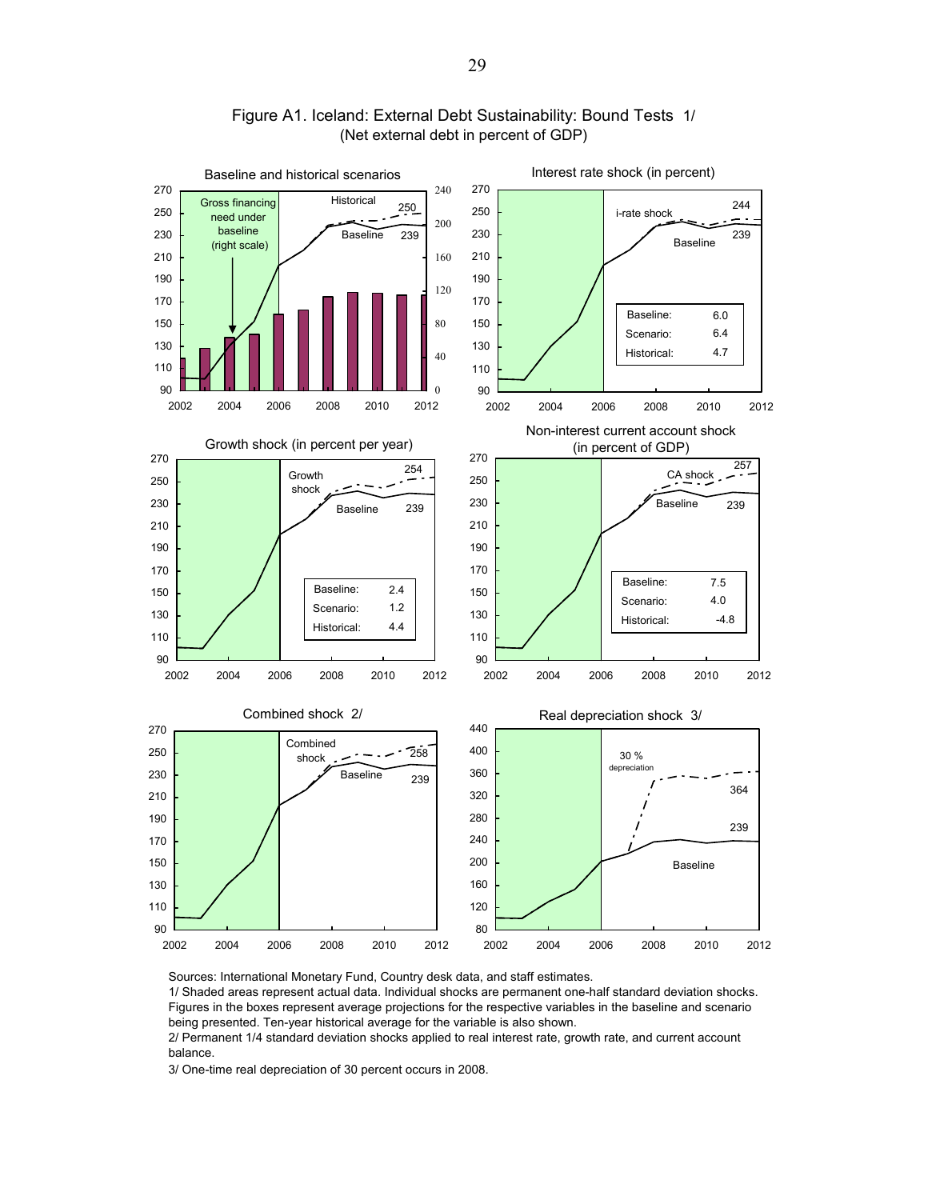## Figure A1. Iceland: External Debt Sustainability: Bound Tests 1/
(Net external debt in percent of GDP)

**Baseline and historical scenarios**

Gross financing need under baseline (right scale)

Historical 250

Baseline 239

**Interest rate shock (in percent)**

i-rate shock 244

Baseline 239

| | |
|---|---|
| Baseline: | 6.0 |
| Scenario: | 6.4 |
| Historical: | 4.7 |

**Growth shock (in percent per year)**

Growth shock 254

Baseline 239

| | |
|---|---|
| Baseline: | 2.4 |
| Scenario: | 1.2 |
| Historical: | 4.4 |

**Non-interest current account shock (in percent of GDP)**

CA shock 257

Baseline 239

| | |
|---|---|
| Baseline: | 7.5 |
| Scenario: | 4.0 |
| Historical: | -4.8 |

**Combined shock 2/**

Combined shock 258

Baseline 239

**Real depreciation shock 3/**

30 % depreciation 364

239

Baseline

Sources: International Monetary Fund, Country desk data, and staff estimates.

1/ Shaded areas represent actual data. Individual shocks are permanent one-half standard deviation shocks. Figures in the boxes represent average projections for the respective variables in the baseline and scenario being presented. Ten-year historical average for the variable is also shown.

2/ Permanent 1/4 standard deviation shocks applied to real interest rate, growth rate, and current account balance.

3/ One-time real depreciation of 30 percent occurs in 2008.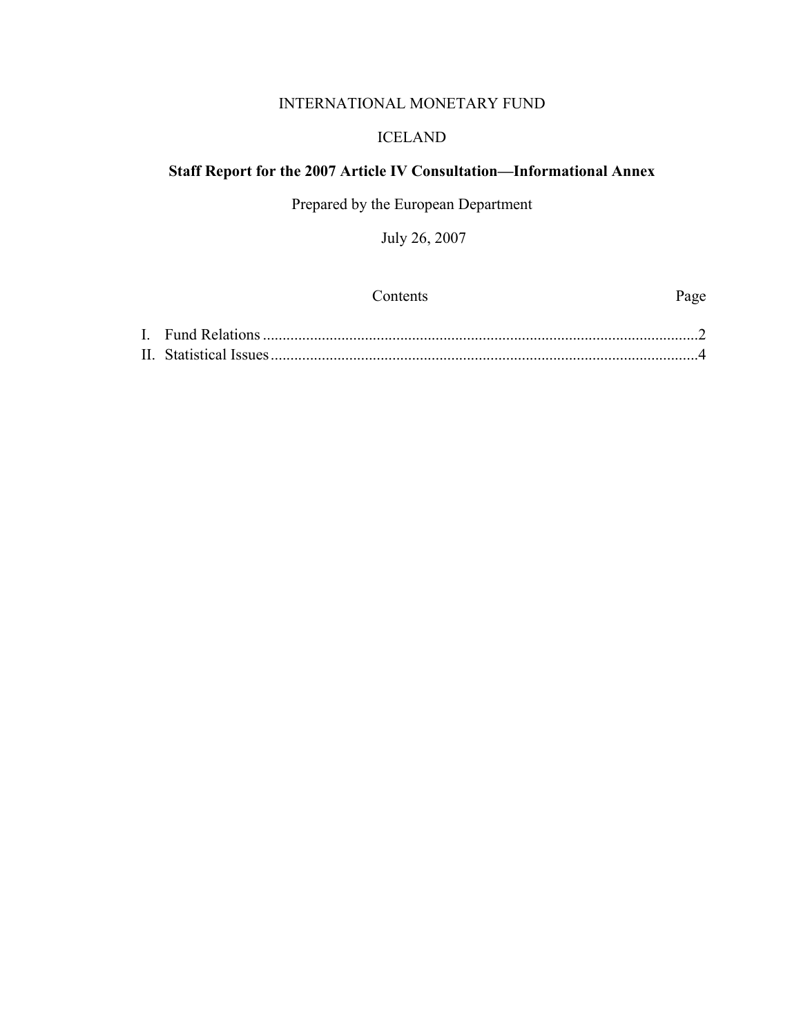INTERNATIONAL MONETARY FUND

ICELAND

**Staff Report for the 2007 Article IV Consultation—Informational Annex**

Prepared by the European Department

July 26, 2007

| Contents | Page |
|---|---|
| I. Fund Relations | 2 |
| II. Statistical Issues | 4 |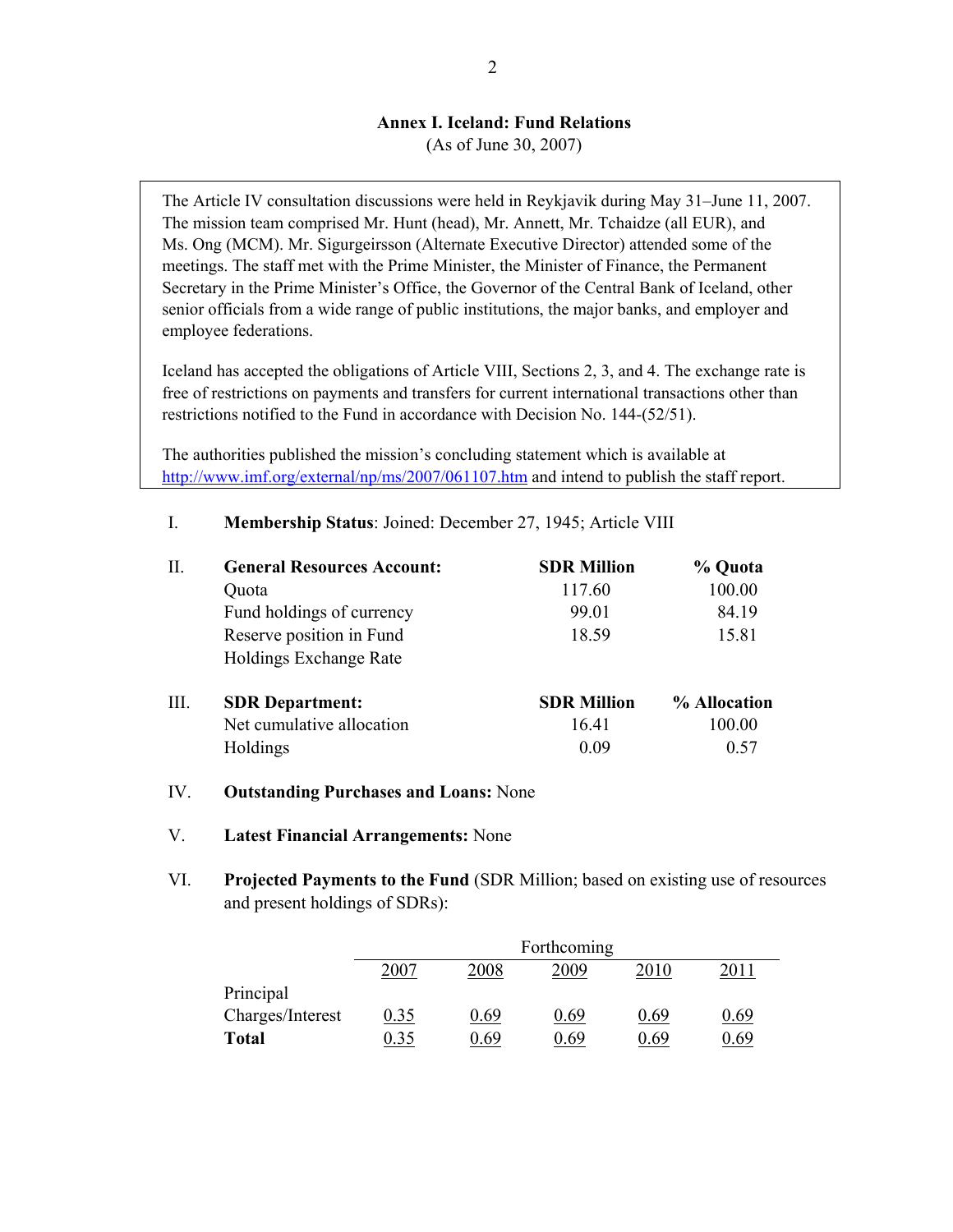## Annex I. Iceland: Fund Relations

(As of June 30, 2007)

The Article IV consultation discussions were held in Reykjavik during May 31–June 11, 2007. The mission team comprised Mr. Hunt (head), Mr. Annett, Mr. Tchaidze (all EUR), and Ms. Ong (MCM). Mr. Sigurgeirsson (Alternate Executive Director) attended some of the meetings. The staff met with the Prime Minister, the Minister of Finance, the Permanent Secretary in the Prime Minister's Office, the Governor of the Central Bank of Iceland, other senior officials from a wide range of public institutions, the major banks, and employer and employee federations.

Iceland has accepted the obligations of Article VIII, Sections 2, 3, and 4. The exchange rate is free of restrictions on payments and transfers for current international transactions other than restrictions notified to the Fund in accordance with Decision No. 144-(52/51).

The authorities published the mission's concluding statement which is available at http://www.imf.org/external/np/ms/2007/061107.htm and intend to publish the staff report.

I. **Membership Status**: Joined: December 27, 1945; Article VIII

II. **General Resources Account:**

| | SDR Million | % Quota |
|---|---|---|
| Quota | 117.60 | 100.00 |
| Fund holdings of currency | 99.01 | 84.19 |
| Reserve position in Fund | 18.59 | 15.81 |
| Holdings Exchange Rate | | |

III. **SDR Department:**

| | SDR Million | % Allocation |
|---|---|---|
| Net cumulative allocation | 16.41 | 100.00 |
| Holdings | 0.09 | 0.57 |

IV. **Outstanding Purchases and Loans:** None

V. **Latest Financial Arrangements:** None

VI. **Projected Payments to the Fund** (SDR Million; based on existing use of resources and present holdings of SDRs):

| | Forthcoming | | | | |
|---|---|---|---|---|---|
| | 2007 | 2008 | 2009 | 2010 | 2011 |
| Principal | | | | | |
| Charges/Interest | 0.35 | 0.69 | 0.69 | 0.69 | 0.69 |
| **Total** | 0.35 | 0.69 | 0.69 | 0.69 | 0.69 |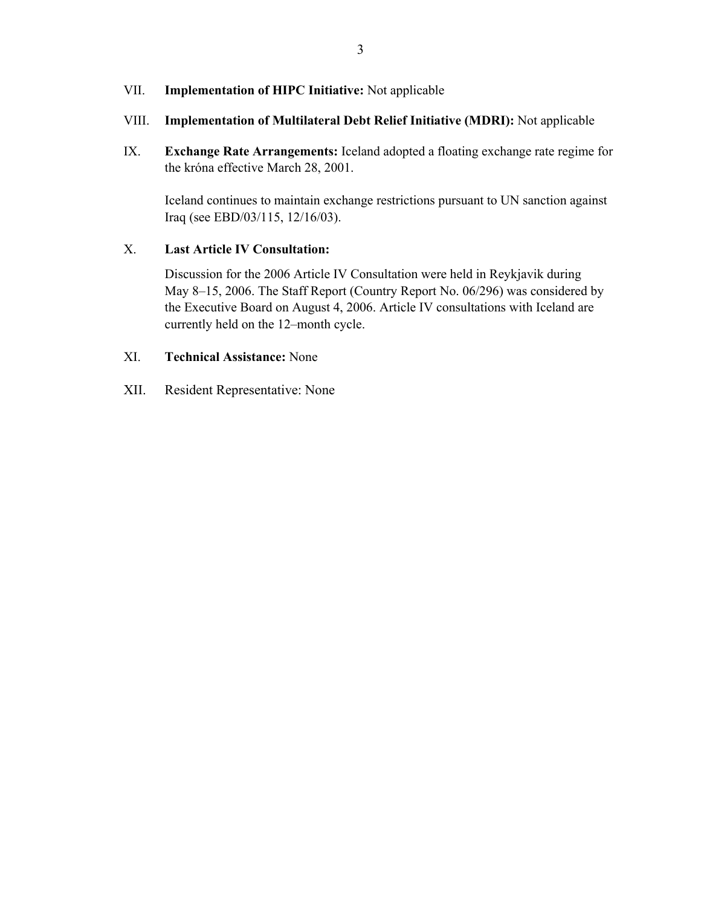VII. **Implementation of HIPC Initiative:** Not applicable

VIII. **Implementation of Multilateral Debt Relief Initiative (MDRI):** Not applicable

IX. **Exchange Rate Arrangements:** Iceland adopted a floating exchange rate regime for the króna effective March 28, 2001.

Iceland continues to maintain exchange restrictions pursuant to UN sanction against Iraq (see EBD/03/115, 12/16/03).

X. **Last Article IV Consultation:**

Discussion for the 2006 Article IV Consultation were held in Reykjavik during May 8–15, 2006. The Staff Report (Country Report No. 06/296) was considered by the Executive Board on August 4, 2006. Article IV consultations with Iceland are currently held on the 12–month cycle.

XI. **Technical Assistance:** None

XII. Resident Representative: None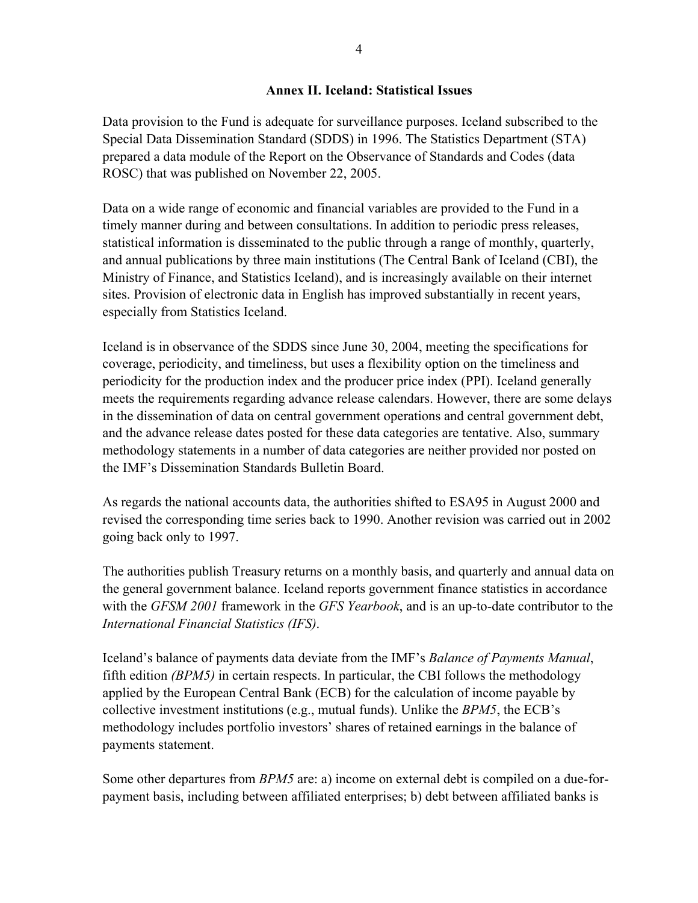## Annex II. Iceland: Statistical Issues

Data provision to the Fund is adequate for surveillance purposes. Iceland subscribed to the Special Data Dissemination Standard (SDDS) in 1996. The Statistics Department (STA) prepared a data module of the Report on the Observance of Standards and Codes (data ROSC) that was published on November 22, 2005.

Data on a wide range of economic and financial variables are provided to the Fund in a timely manner during and between consultations. In addition to periodic press releases, statistical information is disseminated to the public through a range of monthly, quarterly, and annual publications by three main institutions (The Central Bank of Iceland (CBI), the Ministry of Finance, and Statistics Iceland), and is increasingly available on their internet sites. Provision of electronic data in English has improved substantially in recent years, especially from Statistics Iceland.

Iceland is in observance of the SDDS since June 30, 2004, meeting the specifications for coverage, periodicity, and timeliness, but uses a flexibility option on the timeliness and periodicity for the production index and the producer price index (PPI). Iceland generally meets the requirements regarding advance release calendars. However, there are some delays in the dissemination of data on central government operations and central government debt, and the advance release dates posted for these data categories are tentative. Also, summary methodology statements in a number of data categories are neither provided nor posted on the IMF's Dissemination Standards Bulletin Board.

As regards the national accounts data, the authorities shifted to ESA95 in August 2000 and revised the corresponding time series back to 1990. Another revision was carried out in 2002 going back only to 1997.

The authorities publish Treasury returns on a monthly basis, and quarterly and annual data on the general government balance. Iceland reports government finance statistics in accordance with the *GFSM 2001* framework in the *GFS Yearbook*, and is an up-to-date contributor to the *International Financial Statistics (IFS)*.

Iceland's balance of payments data deviate from the IMF's *Balance of Payments Manual*, fifth edition *(BPM5)* in certain respects. In particular, the CBI follows the methodology applied by the European Central Bank (ECB) for the calculation of income payable by collective investment institutions (e.g., mutual funds). Unlike the *BPM5*, the ECB's methodology includes portfolio investors' shares of retained earnings in the balance of payments statement.

Some other departures from *BPM5* are: a) income on external debt is compiled on a due-for-payment basis, including between affiliated enterprises; b) debt between affiliated banks is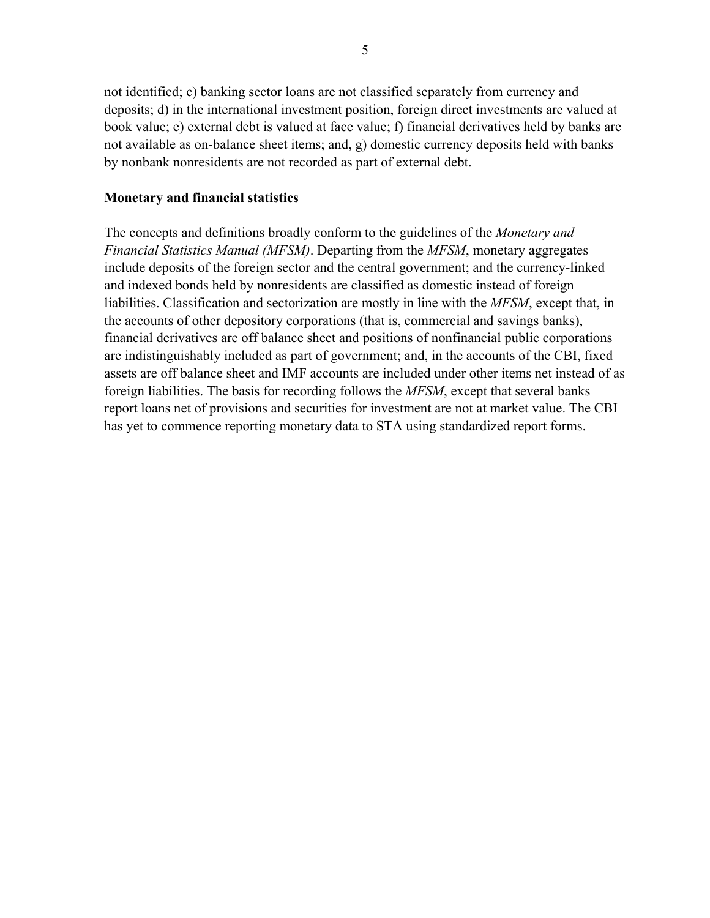not identified; c) banking sector loans are not classified separately from currency and deposits; d) in the international investment position, foreign direct investments are valued at book value; e) external debt is valued at face value; f) financial derivatives held by banks are not available as on-balance sheet items; and, g) domestic currency deposits held with banks by nonbank nonresidents are not recorded as part of external debt.

**Monetary and financial statistics**

The concepts and definitions broadly conform to the guidelines of the *Monetary and Financial Statistics Manual (MFSM)*. Departing from the *MFSM*, monetary aggregates include deposits of the foreign sector and the central government; and the currency-linked and indexed bonds held by nonresidents are classified as domestic instead of foreign liabilities. Classification and sectorization are mostly in line with the *MFSM*, except that, in the accounts of other depository corporations (that is, commercial and savings banks), financial derivatives are off balance sheet and positions of nonfinancial public corporations are indistinguishably included as part of government; and, in the accounts of the CBI, fixed assets are off balance sheet and IMF accounts are included under other items net instead of as foreign liabilities. The basis for recording follows the *MFSM*, except that several banks report loans net of provisions and securities for investment are not at market value. The CBI has yet to commence reporting monetary data to STA using standardized report forms.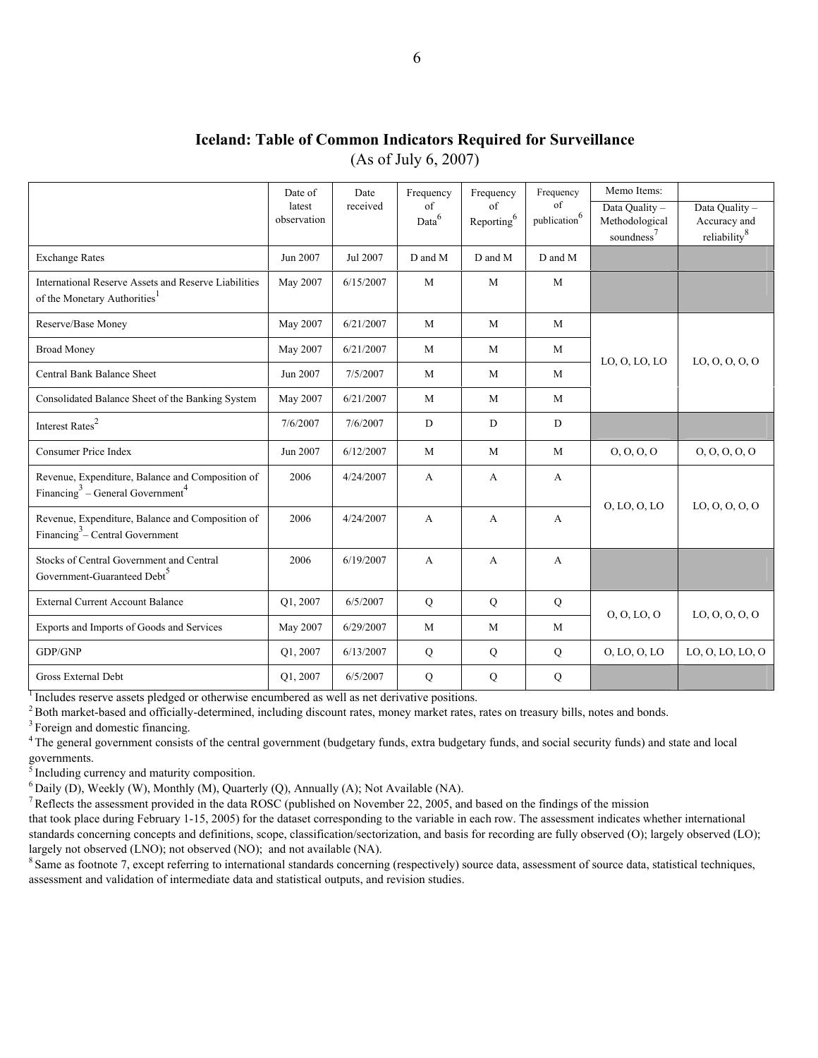## Iceland: Table of Common Indicators Required for Surveillance

(As of July 6, 2007)

| | Date of latest observation | Date received | Frequency of Data[6] | Frequency of Reporting[6] | Frequency of publication[6] | Memo Items: Data Quality – Methodological soundness[7] | Data Quality – Accuracy and reliability[8] |
|---|---|---|---|---|---|---|---|
| Exchange Rates | Jun 2007 | Jul 2007 | D and M | D and M | D and M | | |
| International Reserve Assets and Reserve Liabilities of the Monetary Authorities[1] | May 2007 | 6/15/2007 | M | M | M | | |
| Reserve/Base Money | May 2007 | 6/21/2007 | M | M | M | LO, O, LO, LO | LO, O, O, O, O |
| Broad Money | May 2007 | 6/21/2007 | M | M | M | | |
| Central Bank Balance Sheet | Jun 2007 | 7/5/2007 | M | M | M | | |
| Consolidated Balance Sheet of the Banking System | May 2007 | 6/21/2007 | M | M | M | | |
| Interest Rates[2] | 7/6/2007 | 7/6/2007 | D | D | D | | |
| Consumer Price Index | Jun 2007 | 6/12/2007 | M | M | M | O, O, O, O | O, O, O, O, O |
| Revenue, Expenditure, Balance and Composition of Financing[3] – General Government[4] | 2006 | 4/24/2007 | A | A | A | O, LO, O, LO | LO, O, O, O, O |
| Revenue, Expenditure, Balance and Composition of Financing[3] – Central Government | 2006 | 4/24/2007 | A | A | A | | |
| Stocks of Central Government and Central Government-Guaranteed Debt[5] | 2006 | 6/19/2007 | A | A | A | | |
| External Current Account Balance | Q1, 2007 | 6/5/2007 | Q | Q | Q | O, O, LO, O | LO, O, O, O, O |
| Exports and Imports of Goods and Services | May 2007 | 6/29/2007 | M | M | M | | |
| GDP/GNP | Q1, 2007 | 6/13/2007 | Q | Q | Q | O, LO, O, LO | LO, O, LO, LO, O |
| Gross External Debt | Q1, 2007 | 6/5/2007 | Q | Q | Q | | |

[1] Includes reserve assets pledged or otherwise encumbered as well as net derivative positions.

[2] Both market-based and officially-determined, including discount rates, money market rates, rates on treasury bills, notes and bonds.

[3] Foreign and domestic financing.

[4] The general government consists of the central government (budgetary funds, extra budgetary funds, and social security funds) and state and local governments.

[5] Including currency and maturity composition.

[6] Daily (D), Weekly (W), Monthly (M), Quarterly (Q), Annually (A); Not Available (NA).

[7] Reflects the assessment provided in the data ROSC (published on November 22, 2005, and based on the findings of the mission that took place during February 1-15, 2005) for the dataset corresponding to the variable in each row. The assessment indicates whether international standards concerning concepts and definitions, scope, classification/sectorization, and basis for recording are fully observed (O); largely observed (LO); largely not observed (LNO); not observed (NO); and not available (NA).

[8] Same as footnote 7, except referring to international standards concerning (respectively) source data, assessment of source data, statistical techniques, assessment and validation of intermediate data and statistical outputs, and revision studies.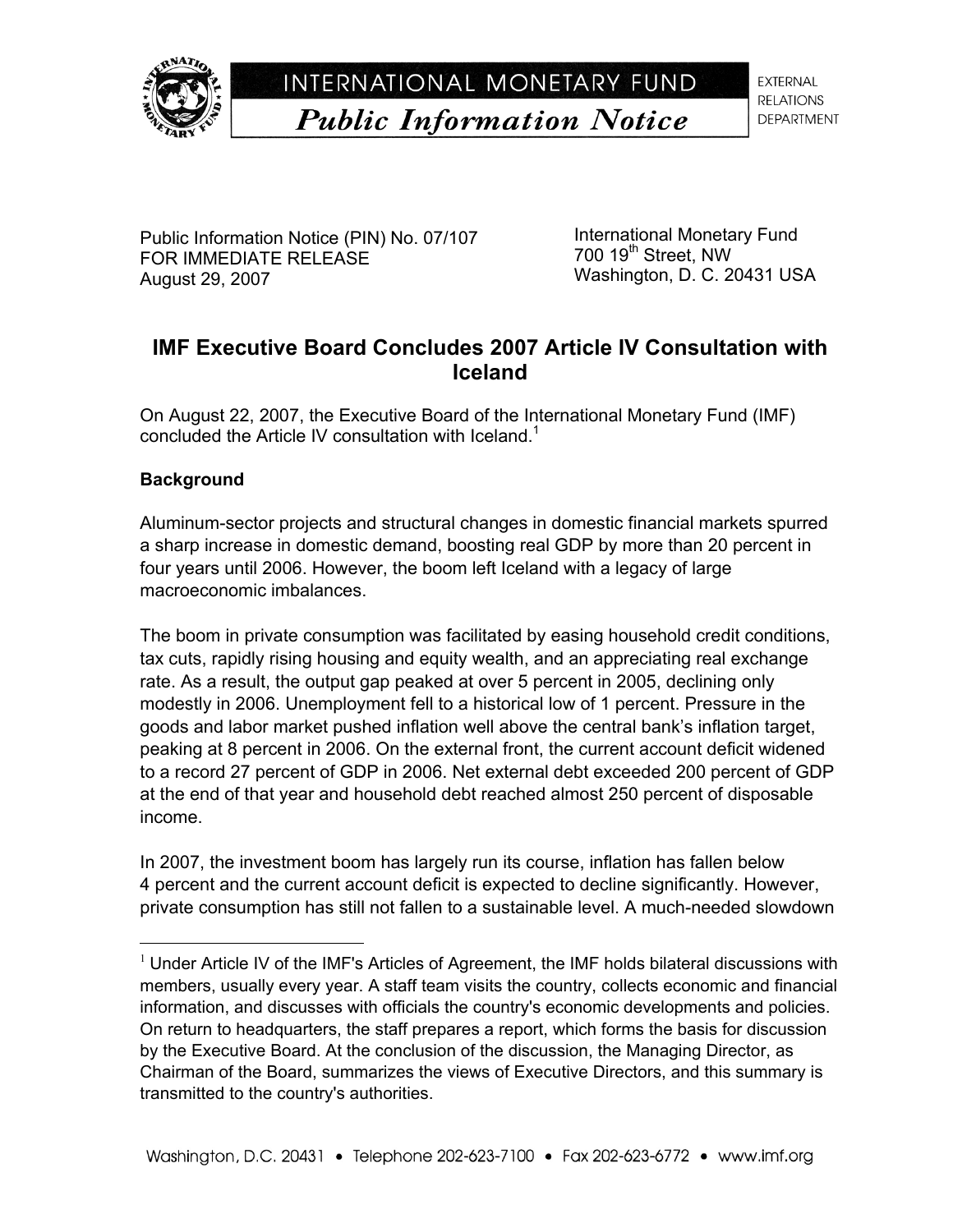# INTERNATIONAL MONETARY FUND

## *Public Information Notice*

EXTERNAL RELATIONS DEPARTMENT

Public Information Notice (PIN) No. 07/107
FOR IMMEDIATE RELEASE
August 29, 2007

International Monetary Fund
700 19th Street, NW
Washington, D. C. 20431 USA

## IMF Executive Board Concludes 2007 Article IV Consultation with Iceland

On August 22, 2007, the Executive Board of the International Monetary Fund (IMF) concluded the Article IV consultation with Iceland.[1]

### Background

Aluminum-sector projects and structural changes in domestic financial markets spurred a sharp increase in domestic demand, boosting real GDP by more than 20 percent in four years until 2006. However, the boom left Iceland with a legacy of large macroeconomic imbalances.

The boom in private consumption was facilitated by easing household credit conditions, tax cuts, rapidly rising housing and equity wealth, and an appreciating real exchange rate. As a result, the output gap peaked at over 5 percent in 2005, declining only modestly in 2006. Unemployment fell to a historical low of 1 percent. Pressure in the goods and labor market pushed inflation well above the central bank's inflation target, peaking at 8 percent in 2006. On the external front, the current account deficit widened to a record 27 percent of GDP in 2006. Net external debt exceeded 200 percent of GDP at the end of that year and household debt reached almost 250 percent of disposable income.

In 2007, the investment boom has largely run its course, inflation has fallen below 4 percent and the current account deficit is expected to decline significantly. However, private consumption has still not fallen to a sustainable level. A much-needed slowdown

---

[1] Under Article IV of the IMF's Articles of Agreement, the IMF holds bilateral discussions with members, usually every year. A staff team visits the country, collects economic and financial information, and discusses with officials the country's economic developments and policies. On return to headquarters, the staff prepares a report, which forms the basis for discussion by the Executive Board. At the conclusion of the discussion, the Managing Director, as Chairman of the Board, summarizes the views of Executive Directors, and this summary is transmitted to the country's authorities.

Washington, D.C. 20431 • Telephone 202-623-7100 • Fax 202-623-6772 • www.imf.org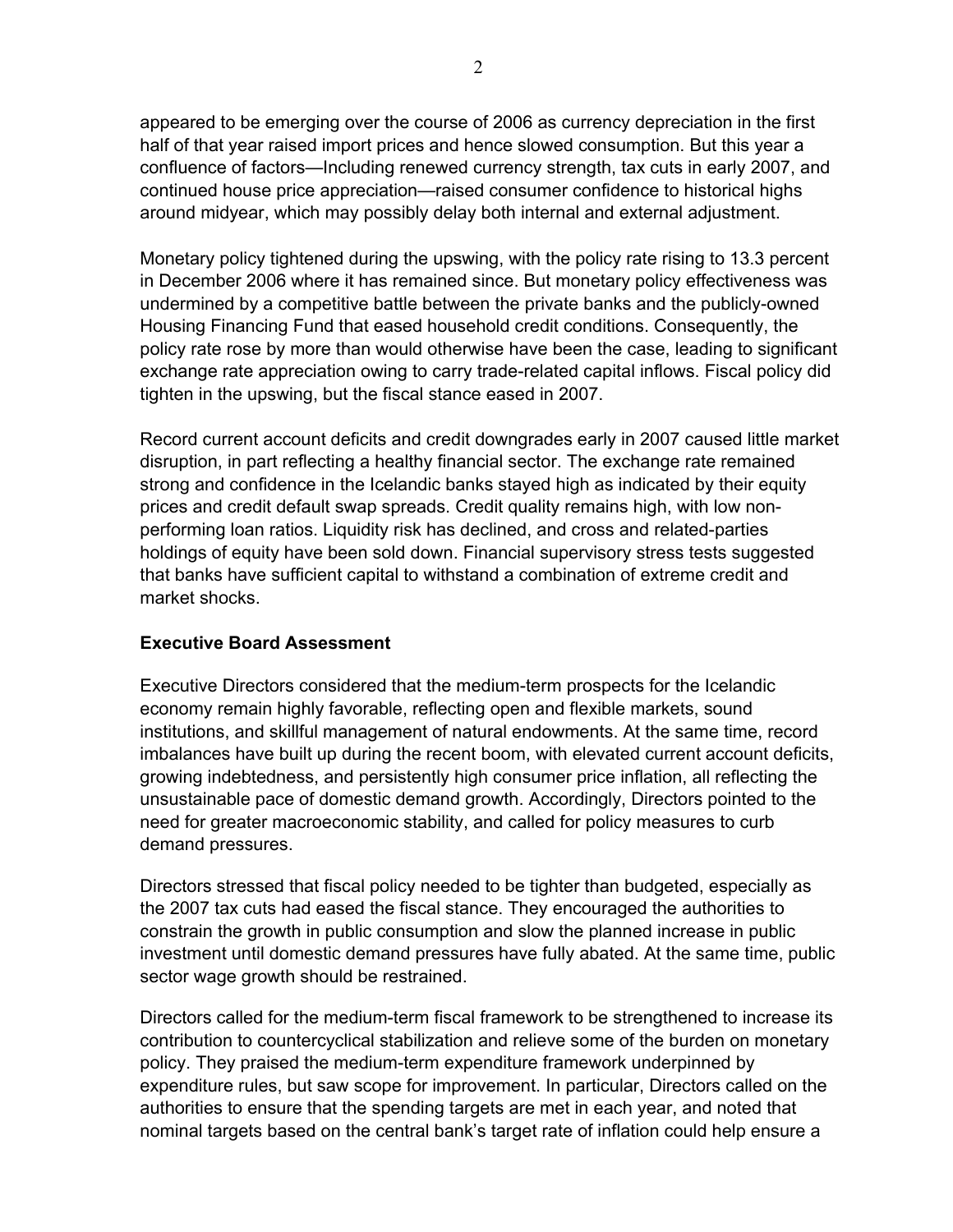appeared to be emerging over the course of 2006 as currency depreciation in the first half of that year raised import prices and hence slowed consumption. But this year a confluence of factors—Including renewed currency strength, tax cuts in early 2007, and continued house price appreciation—raised consumer confidence to historical highs around midyear, which may possibly delay both internal and external adjustment.

Monetary policy tightened during the upswing, with the policy rate rising to 13.3 percent in December 2006 where it has remained since. But monetary policy effectiveness was undermined by a competitive battle between the private banks and the publicly-owned Housing Financing Fund that eased household credit conditions. Consequently, the policy rate rose by more than would otherwise have been the case, leading to significant exchange rate appreciation owing to carry trade-related capital inflows. Fiscal policy did tighten in the upswing, but the fiscal stance eased in 2007.

Record current account deficits and credit downgrades early in 2007 caused little market disruption, in part reflecting a healthy financial sector. The exchange rate remained strong and confidence in the Icelandic banks stayed high as indicated by their equity prices and credit default swap spreads. Credit quality remains high, with low non-performing loan ratios. Liquidity risk has declined, and cross and related-parties holdings of equity have been sold down. Financial supervisory stress tests suggested that banks have sufficient capital to withstand a combination of extreme credit and market shocks.

**Executive Board Assessment**

Executive Directors considered that the medium-term prospects for the Icelandic economy remain highly favorable, reflecting open and flexible markets, sound institutions, and skillful management of natural endowments. At the same time, record imbalances have built up during the recent boom, with elevated current account deficits, growing indebtedness, and persistently high consumer price inflation, all reflecting the unsustainable pace of domestic demand growth. Accordingly, Directors pointed to the need for greater macroeconomic stability, and called for policy measures to curb demand pressures.

Directors stressed that fiscal policy needed to be tighter than budgeted, especially as the 2007 tax cuts had eased the fiscal stance. They encouraged the authorities to constrain the growth in public consumption and slow the planned increase in public investment until domestic demand pressures have fully abated. At the same time, public sector wage growth should be restrained.

Directors called for the medium-term fiscal framework to be strengthened to increase its contribution to countercyclical stabilization and relieve some of the burden on monetary policy. They praised the medium-term expenditure framework underpinned by expenditure rules, but saw scope for improvement. In particular, Directors called on the authorities to ensure that the spending targets are met in each year, and noted that nominal targets based on the central bank's target rate of inflation could help ensure a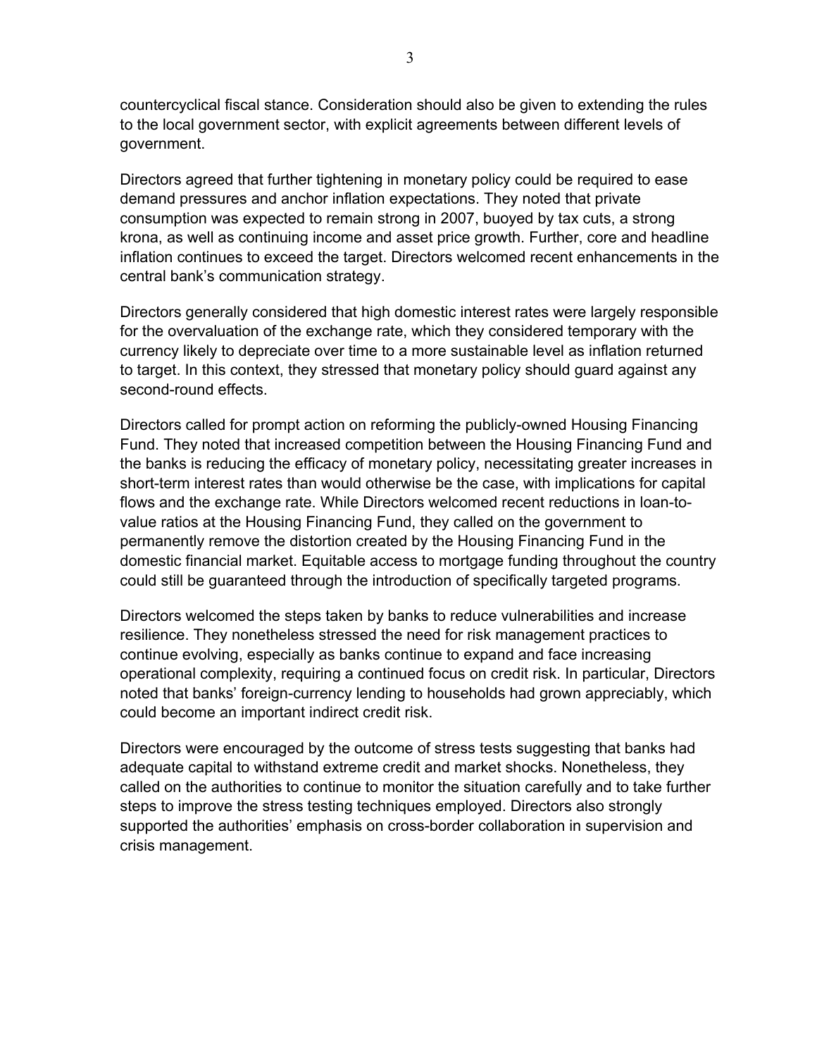countercyclical fiscal stance. Consideration should also be given to extending the rules to the local government sector, with explicit agreements between different levels of government.

Directors agreed that further tightening in monetary policy could be required to ease demand pressures and anchor inflation expectations. They noted that private consumption was expected to remain strong in 2007, buoyed by tax cuts, a strong krona, as well as continuing income and asset price growth. Further, core and headline inflation continues to exceed the target. Directors welcomed recent enhancements in the central bank's communication strategy.

Directors generally considered that high domestic interest rates were largely responsible for the overvaluation of the exchange rate, which they considered temporary with the currency likely to depreciate over time to a more sustainable level as inflation returned to target. In this context, they stressed that monetary policy should guard against any second-round effects.

Directors called for prompt action on reforming the publicly-owned Housing Financing Fund. They noted that increased competition between the Housing Financing Fund and the banks is reducing the efficacy of monetary policy, necessitating greater increases in short-term interest rates than would otherwise be the case, with implications for capital flows and the exchange rate. While Directors welcomed recent reductions in loan-to-value ratios at the Housing Financing Fund, they called on the government to permanently remove the distortion created by the Housing Financing Fund in the domestic financial market. Equitable access to mortgage funding throughout the country could still be guaranteed through the introduction of specifically targeted programs.

Directors welcomed the steps taken by banks to reduce vulnerabilities and increase resilience. They nonetheless stressed the need for risk management practices to continue evolving, especially as banks continue to expand and face increasing operational complexity, requiring a continued focus on credit risk. In particular, Directors noted that banks' foreign-currency lending to households had grown appreciably, which could become an important indirect credit risk.

Directors were encouraged by the outcome of stress tests suggesting that banks had adequate capital to withstand extreme credit and market shocks. Nonetheless, they called on the authorities to continue to monitor the situation carefully and to take further steps to improve the stress testing techniques employed. Directors also strongly supported the authorities' emphasis on cross-border collaboration in supervision and crisis management.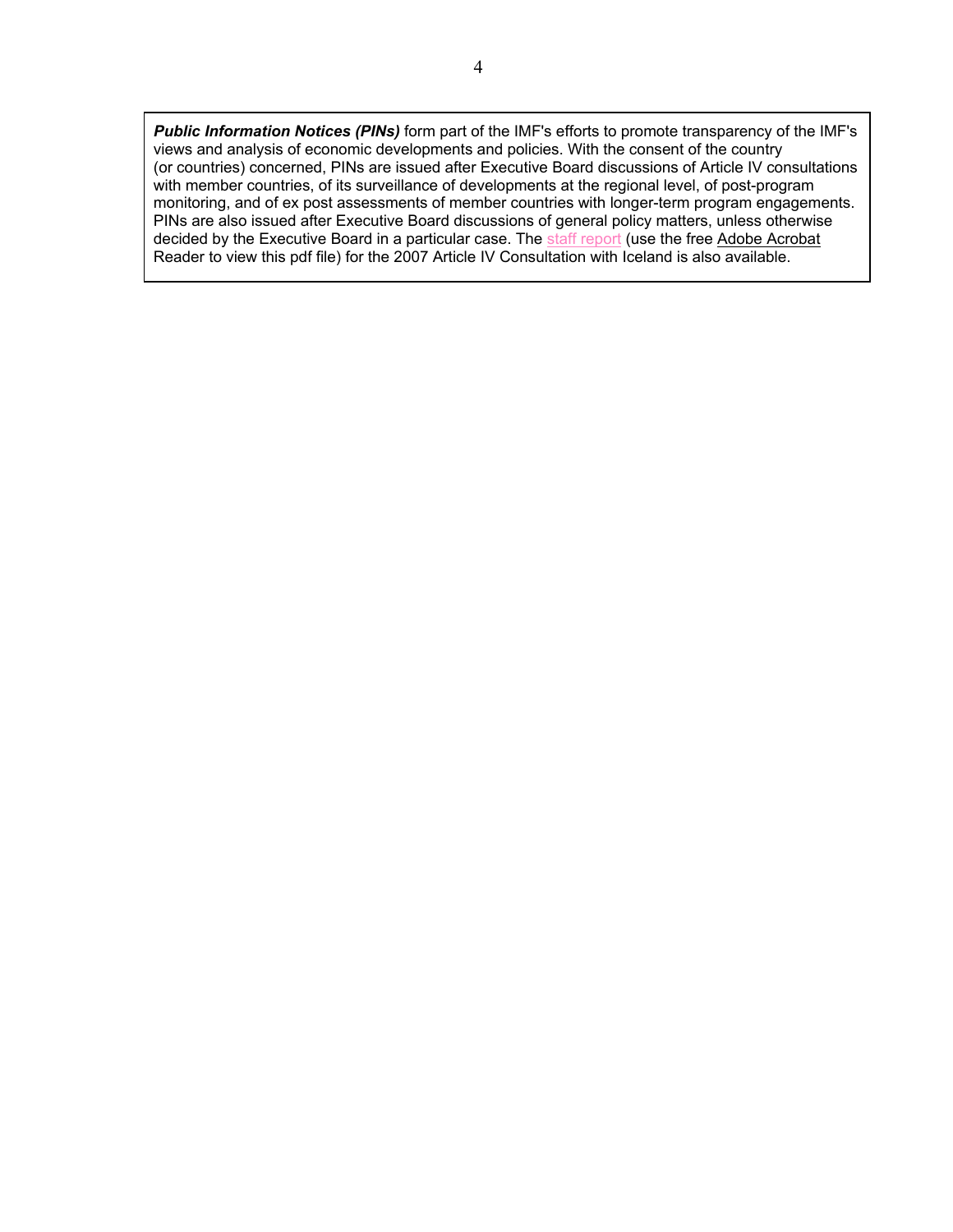***Public Information Notices (PINs)*** form part of the IMF's efforts to promote transparency of the IMF's views and analysis of economic developments and policies. With the consent of the country (or countries) concerned, PINs are issued after Executive Board discussions of Article IV consultations with member countries, of its surveillance of developments at the regional level, of post-program monitoring, and of ex post assessments of member countries with longer-term program engagements. PINs are also issued after Executive Board discussions of general policy matters, unless otherwise decided by the Executive Board in a particular case. The staff report (use the free Adobe Acrobat Reader to view this pdf file) for the 2007 Article IV Consultation with Iceland is also available.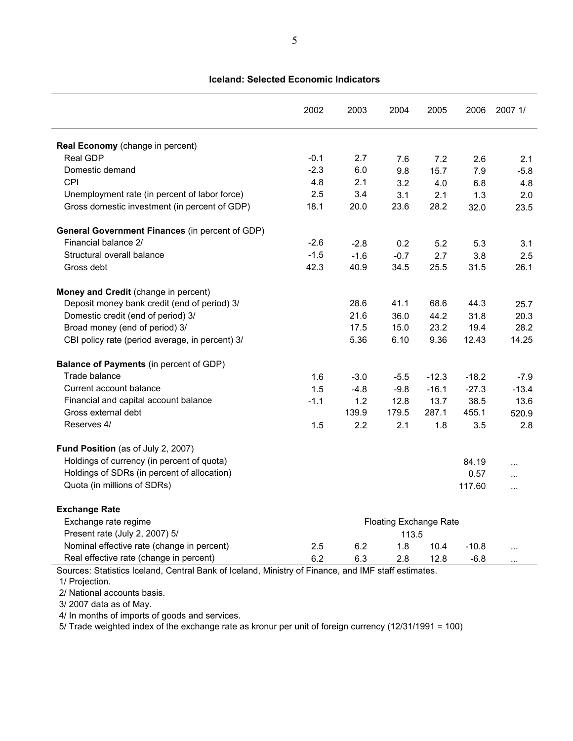**Iceland: Selected Economic Indicators**

| | 2002 | 2003 | 2004 | 2005 | 2006 | 2007 1/ |
|---|---|---|---|---|---|---|
| **Real Economy** (change in percent) | | | | | | |
| Real GDP | -0.1 | 2.7 | 7.6 | 7.2 | 2.6 | 2.1 |
| Domestic demand | -2.3 | 6.0 | 9.8 | 15.7 | 7.9 | -5.8 |
| CPI | 4.8 | 2.1 | 3.2 | 4.0 | 6.8 | 4.8 |
| Unemployment rate (in percent of labor force) | 2.5 | 3.4 | 3.1 | 2.1 | 1.3 | 2.0 |
| Gross domestic investment (in percent of GDP) | 18.1 | 20.0 | 23.6 | 28.2 | 32.0 | 23.5 |
| **General Government Finances** (in percent of GDP) | | | | | | |
| Financial balance 2/ | -2.6 | -2.8 | 0.2 | 5.2 | 5.3 | 3.1 |
| Structural overall balance | -1.5 | -1.6 | -0.7 | 2.7 | 3.8 | 2.5 |
| Gross debt | 42.3 | 40.9 | 34.5 | 25.5 | 31.5 | 26.1 |
| **Money and Credit** (change in percent) | | | | | | |
| Deposit money bank credit (end of period) 3/ | | 28.6 | 41.1 | 68.6 | 44.3 | 25.7 |
| Domestic credit (end of period) 3/ | | 21.6 | 36.0 | 44.2 | 31.8 | 20.3 |
| Broad money (end of period) 3/ | | 17.5 | 15.0 | 23.2 | 19.4 | 28.2 |
| CBI policy rate (period average, in percent) 3/ | | 5.36 | 6.10 | 9.36 | 12.43 | 14.25 |
| **Balance of Payments** (in percent of GDP) | | | | | | |
| Trade balance | 1.6 | -3.0 | -5.5 | -12.3 | -18.2 | -7.9 |
| Current account balance | 1.5 | -4.8 | -9.8 | -16.1 | -27.3 | -13.4 |
| Financial and capital account balance | -1.1 | 1.2 | 12.8 | 13.7 | 38.5 | 13.6 |
| Gross external debt | | 139.9 | 179.5 | 287.1 | 455.1 | 520.9 |
| Reserves 4/ | 1.5 | 2.2 | 2.1 | 1.8 | 3.5 | 2.8 |
| **Fund Position** (as of July 2, 2007) | | | | | | |
| Holdings of currency (in percent of quota) | | | | | 84.19 | ... |
| Holdings of SDRs (in percent of allocation) | | | | | 0.57 | ... |
| Quota (in millions of SDRs) | | | | | 117.60 | ... |
| **Exchange Rate** | | | | | | |
| Exchange rate regime | | | Floating Exchange Rate | | | |
| Present rate (July 2, 2007) 5/ | | | 113.5 | | | |
| Nominal effective rate (change in percent) | 2.5 | 6.2 | 1.8 | 10.4 | -10.8 | ... |
| Real effective rate (change in percent) | 6.2 | 6.3 | 2.8 | 12.8 | -6.8 | ... |

Sources: Statistics Iceland, Central Bank of Iceland, Ministry of Finance, and IMF staff estimates.

1/ Projection.

2/ National accounts basis.

3/ 2007 data as of May.

4/ In months of imports of goods and services.

5/ Trade weighted index of the exchange rate as kronur per unit of foreign currency (12/31/1991 = 100)